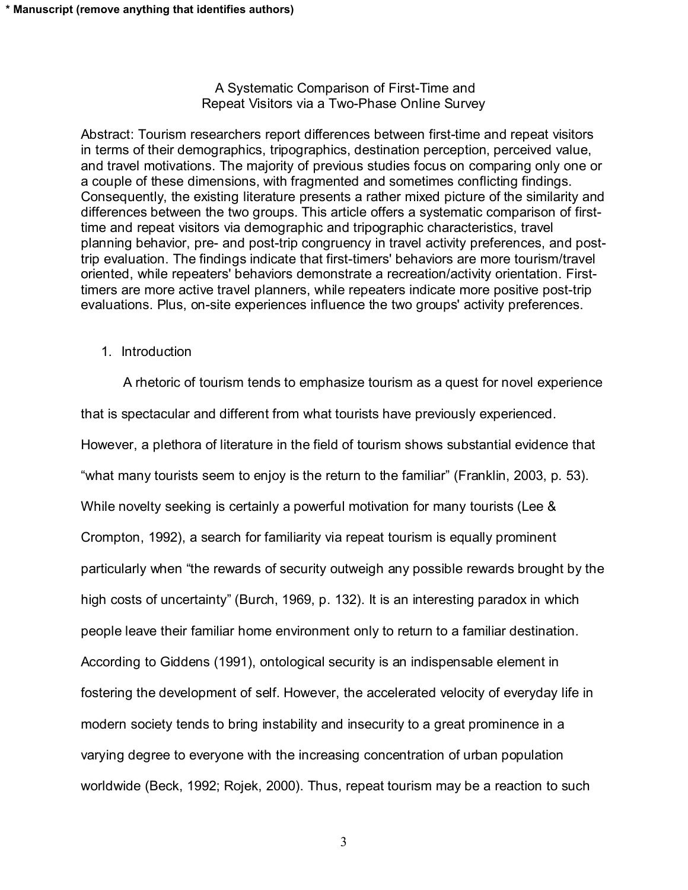# A Systematic Comparison of First-Time and Repeat Visitors via a Two-Phase Online Survey

Abstract: Tourism researchers report differences between first-time and repeat visitors in terms of their demographics, tripographics, destination perception, perceived value, and travel motivations. The majority of previous studies focus on comparing only one or a couple of these dimensions, with fragmented and sometimes conflicting findings. Consequently, the existing literature presents a rather mixed picture of the similarity and differences between the two groups. This article offers a systematic comparison of first-time and repeat visitors via demographic and tripographic characteristics, travel planning behavior, pre- and post-trip congruency in travel activity preferences, and post-trip evaluation. The findings indicate that first-timers' behaviors are more tourism/travel oriented, while repeaters' behaviors demonstrate a recreation/activity orientation. First-timers are more active travel planners, while repeaters indicate more positive post-trip evaluations. Plus, on-site experiences influence the two groups' activity preferences.

## 1. Introduction

A rhetoric of tourism tends to emphasize tourism as a quest for novel experience that is spectacular and different from what tourists have previously experienced. However, a plethora of literature in the field of tourism shows substantial evidence that "what many tourists seem to enjoy is the return to the familiar" (Franklin, 2003, p. 53). While novelty seeking is certainly a powerful motivation for many tourists (Lee & Crompton, 1992), a search for familiarity via repeat tourism is equally prominent particularly when "the rewards of security outweigh any possible rewards brought by the high costs of uncertainty" (Burch, 1969, p. 132). It is an interesting paradox in which people leave their familiar home environment only to return to a familiar destination. According to Giddens (1991), ontological security is an indispensable element in fostering the development of self. However, the accelerated velocity of everyday life in modern society tends to bring instability and insecurity to a great prominence in a varying degree to everyone with the increasing concentration of urban population worldwide (Beck, 1992; Rojek, 2000). Thus, repeat tourism may be a reaction to such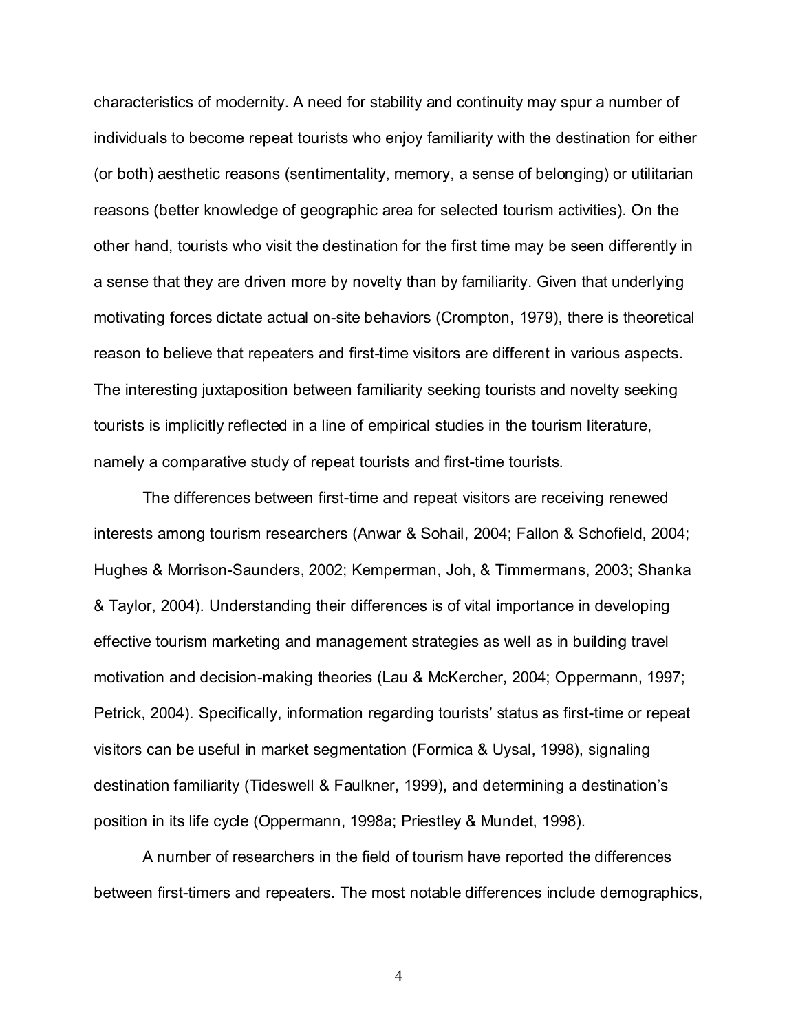characteristics of modernity. A need for stability and continuity may spur a number of individuals to become repeat tourists who enjoy familiarity with the destination for either (or both) aesthetic reasons (sentimentality, memory, a sense of belonging) or utilitarian reasons (better knowledge of geographic area for selected tourism activities). On the other hand, tourists who visit the destination for the first time may be seen differently in a sense that they are driven more by novelty than by familiarity. Given that underlying motivating forces dictate actual on-site behaviors (Crompton, 1979), there is theoretical reason to believe that repeaters and first-time visitors are different in various aspects. The interesting juxtaposition between familiarity seeking tourists and novelty seeking tourists is implicitly reflected in a line of empirical studies in the tourism literature, namely a comparative study of repeat tourists and first-time tourists.

The differences between first-time and repeat visitors are receiving renewed interests among tourism researchers (Anwar & Sohail, 2004; Fallon & Schofield, 2004; Hughes & Morrison-Saunders, 2002; Kemperman, Joh, & Timmermans, 2003; Shanka & Taylor, 2004). Understanding their differences is of vital importance in developing effective tourism marketing and management strategies as well as in building travel motivation and decision-making theories (Lau & McKercher, 2004; Oppermann, 1997; Petrick, 2004). Specifically, information regarding tourists' status as first-time or repeat visitors can be useful in market segmentation (Formica & Uysal, 1998), signaling destination familiarity (Tideswell & Faulkner, 1999), and determining a destination's position in its life cycle (Oppermann, 1998a; Priestley & Mundet, 1998).

A number of researchers in the field of tourism have reported the differences between first-timers and repeaters. The most notable differences include demographics,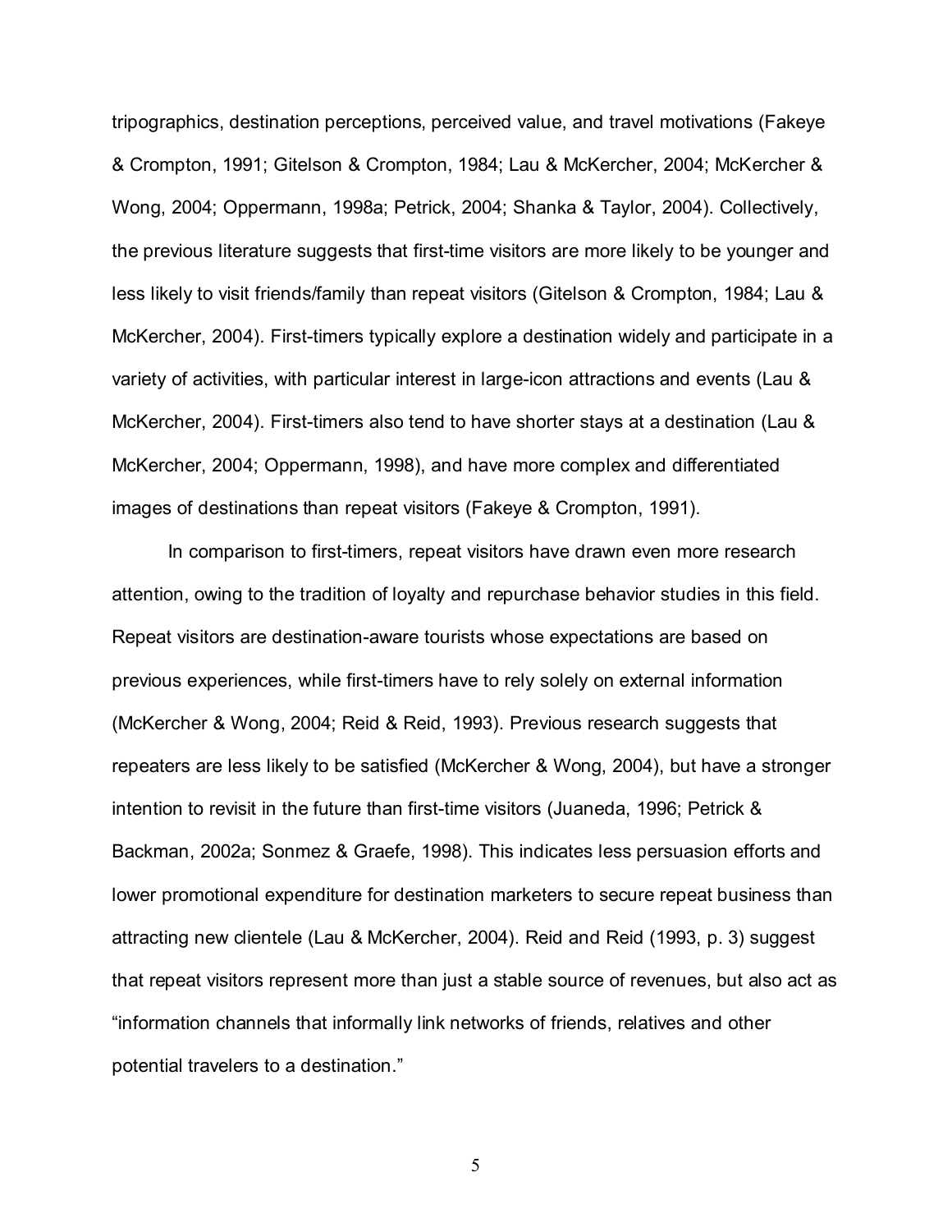tripographics, destination perceptions, perceived value, and travel motivations (Fakeye & Crompton, 1991; Gitelson & Crompton, 1984; Lau & McKercher, 2004; McKercher & Wong, 2004; Oppermann, 1998a; Petrick, 2004; Shanka & Taylor, 2004). Collectively, the previous literature suggests that first-time visitors are more likely to be younger and less likely to visit friends/family than repeat visitors (Gitelson & Crompton, 1984; Lau & McKercher, 2004). First-timers typically explore a destination widely and participate in a variety of activities, with particular interest in large-icon attractions and events (Lau & McKercher, 2004). First-timers also tend to have shorter stays at a destination (Lau & McKercher, 2004; Oppermann, 1998), and have more complex and differentiated images of destinations than repeat visitors (Fakeye & Crompton, 1991).

In comparison to first-timers, repeat visitors have drawn even more research attention, owing to the tradition of loyalty and repurchase behavior studies in this field. Repeat visitors are destination-aware tourists whose expectations are based on previous experiences, while first-timers have to rely solely on external information (McKercher & Wong, 2004; Reid & Reid, 1993). Previous research suggests that repeaters are less likely to be satisfied (McKercher & Wong, 2004), but have a stronger intention to revisit in the future than first-time visitors (Juaneda, 1996; Petrick & Backman, 2002a; Sonmez & Graefe, 1998). This indicates less persuasion efforts and lower promotional expenditure for destination marketers to secure repeat business than attracting new clientele (Lau & McKercher, 2004). Reid and Reid (1993, p. 3) suggest that repeat visitors represent more than just a stable source of revenues, but also act as "information channels that informally link networks of friends, relatives and other potential travelers to a destination."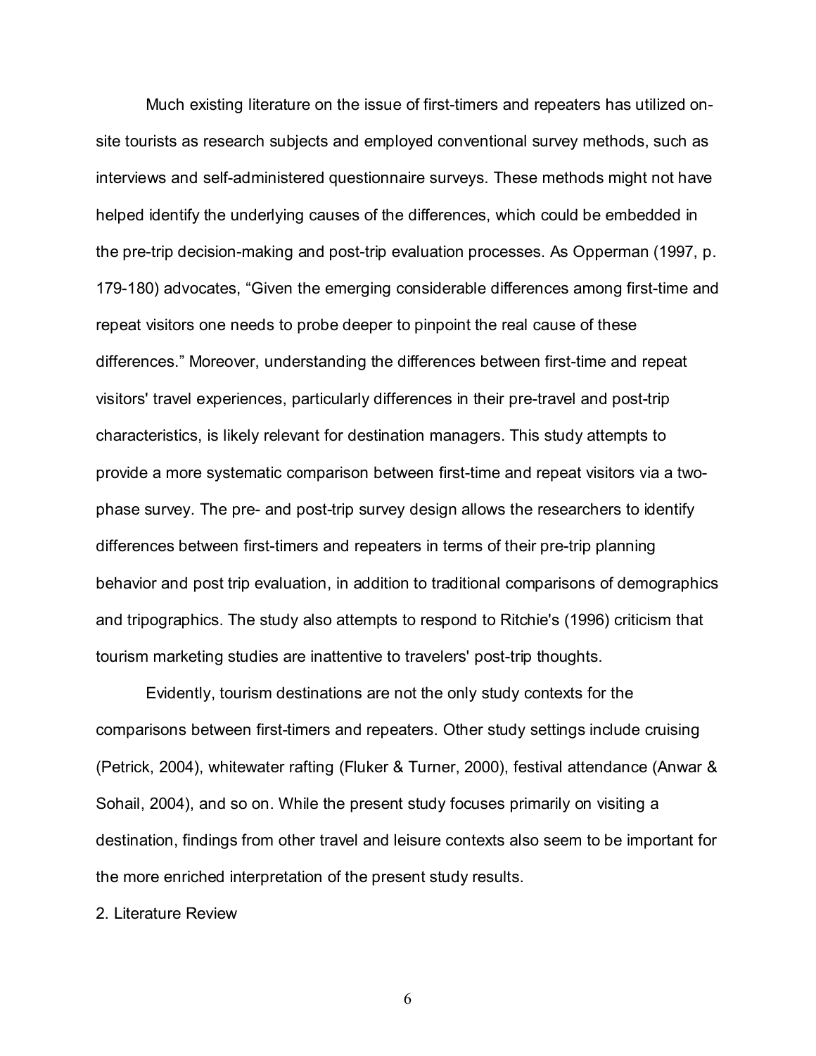Much existing literature on the issue of first-timers and repeaters has utilized on-site tourists as research subjects and employed conventional survey methods, such as interviews and self-administered questionnaire surveys. These methods might not have helped identify the underlying causes of the differences, which could be embedded in the pre-trip decision-making and post-trip evaluation processes. As Opperman (1997, p. 179-180) advocates, “Given the emerging considerable differences among first-time and repeat visitors one needs to probe deeper to pinpoint the real cause of these differences.” Moreover, understanding the differences between first-time and repeat visitors' travel experiences, particularly differences in their pre-travel and post-trip characteristics, is likely relevant for destination managers. This study attempts to provide a more systematic comparison between first-time and repeat visitors via a two-phase survey. The pre- and post-trip survey design allows the researchers to identify differences between first-timers and repeaters in terms of their pre-trip planning behavior and post trip evaluation, in addition to traditional comparisons of demographics and tripographics. The study also attempts to respond to Ritchie's (1996) criticism that tourism marketing studies are inattentive to travelers' post-trip thoughts.

Evidently, tourism destinations are not the only study contexts for the comparisons between first-timers and repeaters. Other study settings include cruising (Petrick, 2004), whitewater rafting (Fluker & Turner, 2000), festival attendance (Anwar & Sohail, 2004), and so on. While the present study focuses primarily on visiting a destination, findings from other travel and leisure contexts also seem to be important for the more enriched interpretation of the present study results.

## 2. Literature Review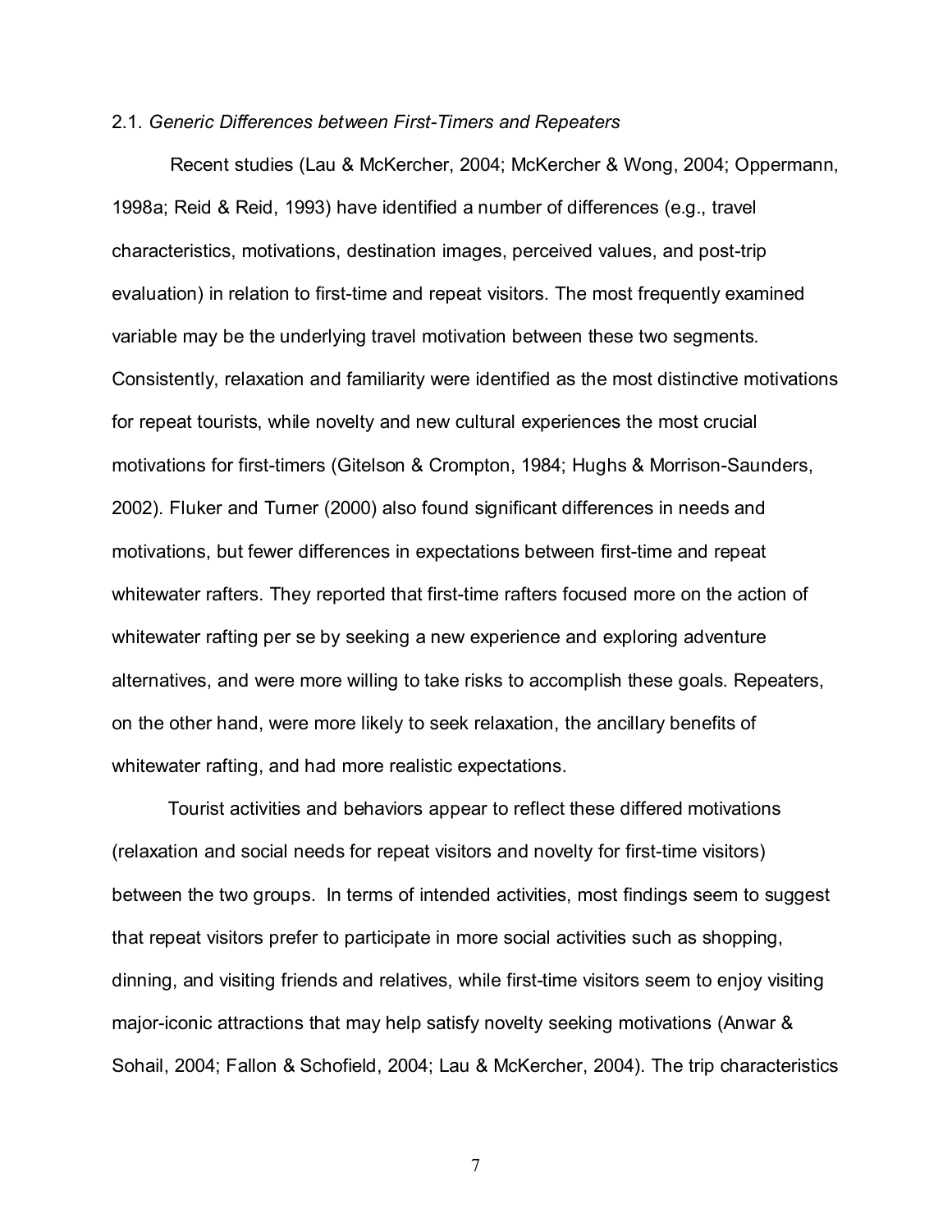2.1. *Generic Differences between First-Timers and Repeaters*

Recent studies (Lau & McKercher, 2004; McKercher & Wong, 2004; Oppermann, 1998a; Reid & Reid, 1993) have identified a number of differences (e.g., travel characteristics, motivations, destination images, perceived values, and post-trip evaluation) in relation to first-time and repeat visitors. The most frequently examined variable may be the underlying travel motivation between these two segments. Consistently, relaxation and familiarity were identified as the most distinctive motivations for repeat tourists, while novelty and new cultural experiences the most crucial motivations for first-timers (Gitelson & Crompton, 1984; Hughs & Morrison-Saunders, 2002). Fluker and Turner (2000) also found significant differences in needs and motivations, but fewer differences in expectations between first-time and repeat whitewater rafters. They reported that first-time rafters focused more on the action of whitewater rafting per se by seeking a new experience and exploring adventure alternatives, and were more willing to take risks to accomplish these goals. Repeaters, on the other hand, were more likely to seek relaxation, the ancillary benefits of whitewater rafting, and had more realistic expectations.

Tourist activities and behaviors appear to reflect these differed motivations (relaxation and social needs for repeat visitors and novelty for first-time visitors) between the two groups. In terms of intended activities, most findings seem to suggest that repeat visitors prefer to participate in more social activities such as shopping, dinning, and visiting friends and relatives, while first-time visitors seem to enjoy visiting major-iconic attractions that may help satisfy novelty seeking motivations (Anwar & Sohail, 2004; Fallon & Schofield, 2004; Lau & McKercher, 2004). The trip characteristics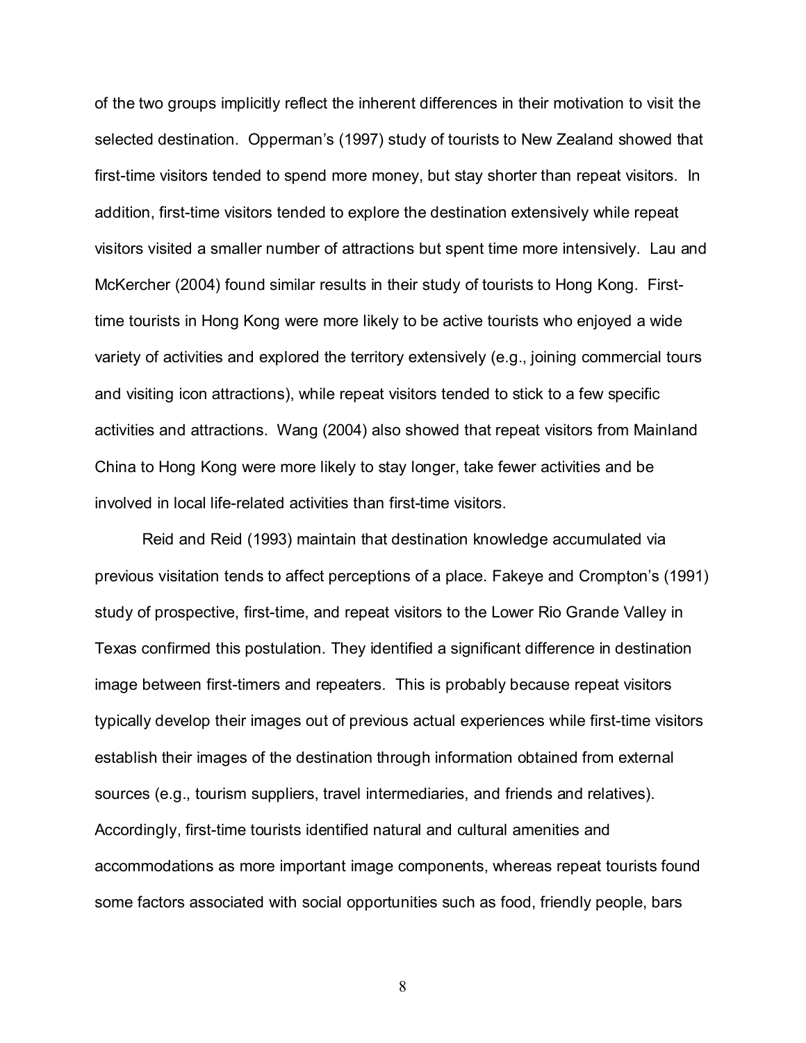of the two groups implicitly reflect the inherent differences in their motivation to visit the selected destination. Opperman's (1997) study of tourists to New Zealand showed that first-time visitors tended to spend more money, but stay shorter than repeat visitors. In addition, first-time visitors tended to explore the destination extensively while repeat visitors visited a smaller number of attractions but spent time more intensively. Lau and McKercher (2004) found similar results in their study of tourists to Hong Kong. First-time tourists in Hong Kong were more likely to be active tourists who enjoyed a wide variety of activities and explored the territory extensively (e.g., joining commercial tours and visiting icon attractions), while repeat visitors tended to stick to a few specific activities and attractions. Wang (2004) also showed that repeat visitors from Mainland China to Hong Kong were more likely to stay longer, take fewer activities and be involved in local life-related activities than first-time visitors.

Reid and Reid (1993) maintain that destination knowledge accumulated via previous visitation tends to affect perceptions of a place. Fakeye and Crompton's (1991) study of prospective, first-time, and repeat visitors to the Lower Rio Grande Valley in Texas confirmed this postulation. They identified a significant difference in destination image between first-timers and repeaters. This is probably because repeat visitors typically develop their images out of previous actual experiences while first-time visitors establish their images of the destination through information obtained from external sources (e.g., tourism suppliers, travel intermediaries, and friends and relatives). Accordingly, first-time tourists identified natural and cultural amenities and accommodations as more important image components, whereas repeat tourists found some factors associated with social opportunities such as food, friendly people, bars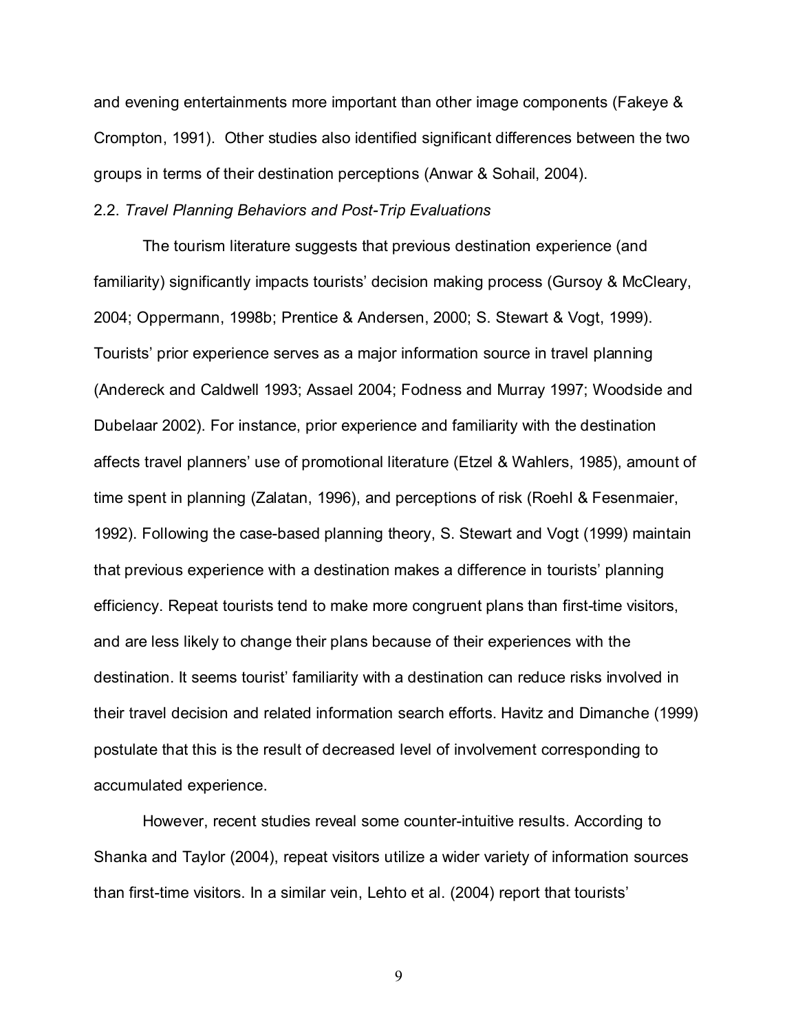and evening entertainments more important than other image components (Fakeye & Crompton, 1991). Other studies also identified significant differences between the two groups in terms of their destination perceptions (Anwar & Sohail, 2004).

### 2.2. *Travel Planning Behaviors and Post-Trip Evaluations*

The tourism literature suggests that previous destination experience (and familiarity) significantly impacts tourists' decision making process (Gursoy & McCleary, 2004; Oppermann, 1998b; Prentice & Andersen, 2000; S. Stewart & Vogt, 1999). Tourists' prior experience serves as a major information source in travel planning (Andereck and Caldwell 1993; Assael 2004; Fodness and Murray 1997; Woodside and Dubelaar 2002). For instance, prior experience and familiarity with the destination affects travel planners' use of promotional literature (Etzel & Wahlers, 1985), amount of time spent in planning (Zalatan, 1996), and perceptions of risk (Roehl & Fesenmaier, 1992). Following the case-based planning theory, S. Stewart and Vogt (1999) maintain that previous experience with a destination makes a difference in tourists' planning efficiency. Repeat tourists tend to make more congruent plans than first-time visitors, and are less likely to change their plans because of their experiences with the destination. It seems tourist' familiarity with a destination can reduce risks involved in their travel decision and related information search efforts. Havitz and Dimanche (1999) postulate that this is the result of decreased level of involvement corresponding to accumulated experience.

However, recent studies reveal some counter-intuitive results. According to Shanka and Taylor (2004), repeat visitors utilize a wider variety of information sources than first-time visitors. In a similar vein, Lehto et al. (2004) report that tourists'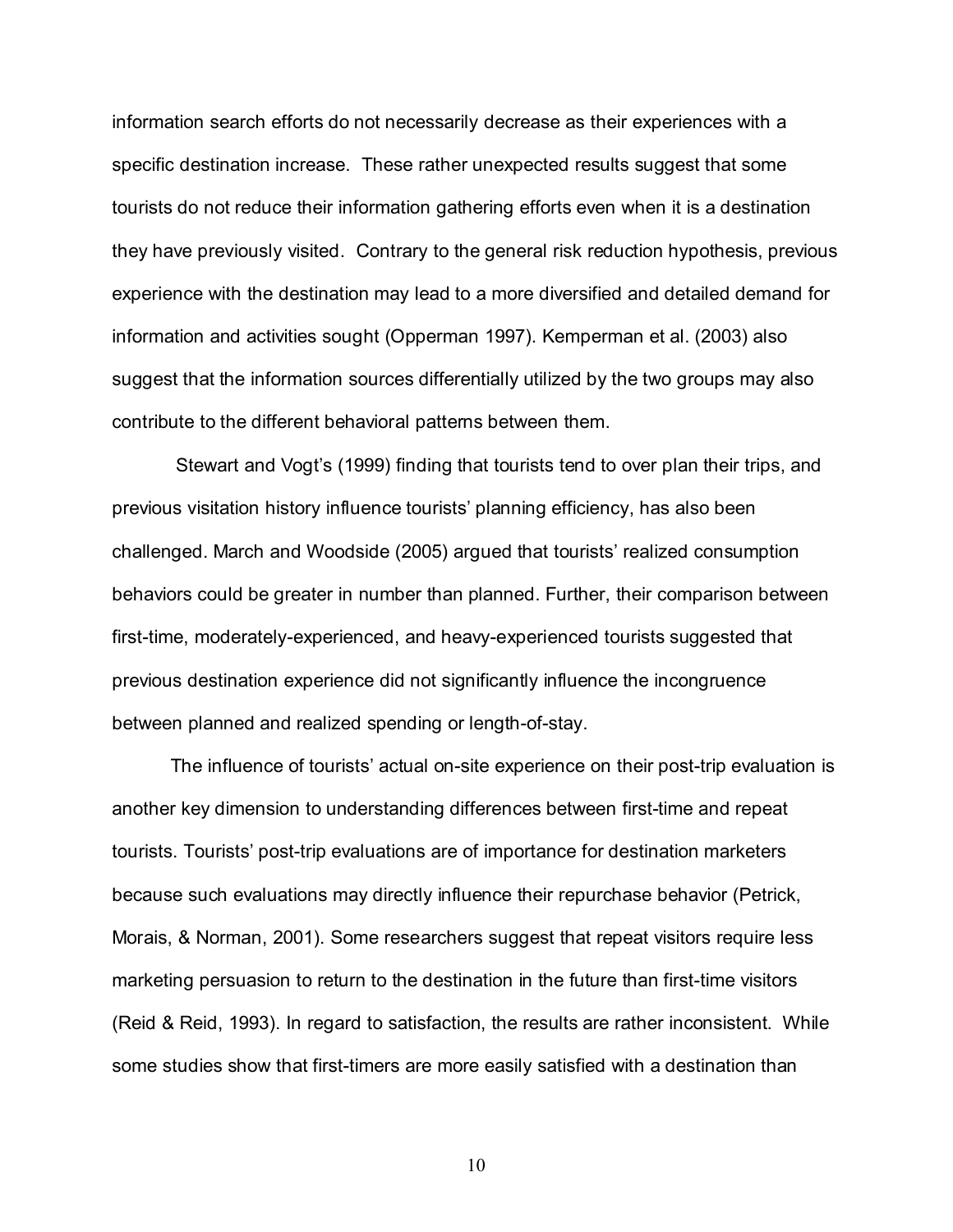information search efforts do not necessarily decrease as their experiences with a specific destination increase. These rather unexpected results suggest that some tourists do not reduce their information gathering efforts even when it is a destination they have previously visited. Contrary to the general risk reduction hypothesis, previous experience with the destination may lead to a more diversified and detailed demand for information and activities sought (Opperman 1997). Kemperman et al. (2003) also suggest that the information sources differentially utilized by the two groups may also contribute to the different behavioral patterns between them.

Stewart and Vogt's (1999) finding that tourists tend to over plan their trips, and previous visitation history influence tourists' planning efficiency, has also been challenged. March and Woodside (2005) argued that tourists' realized consumption behaviors could be greater in number than planned. Further, their comparison between first-time, moderately-experienced, and heavy-experienced tourists suggested that previous destination experience did not significantly influence the incongruence between planned and realized spending or length-of-stay.

The influence of tourists' actual on-site experience on their post-trip evaluation is another key dimension to understanding differences between first-time and repeat tourists. Tourists' post-trip evaluations are of importance for destination marketers because such evaluations may directly influence their repurchase behavior (Petrick, Morais, & Norman, 2001). Some researchers suggest that repeat visitors require less marketing persuasion to return to the destination in the future than first-time visitors (Reid & Reid, 1993). In regard to satisfaction, the results are rather inconsistent. While some studies show that first-timers are more easily satisfied with a destination than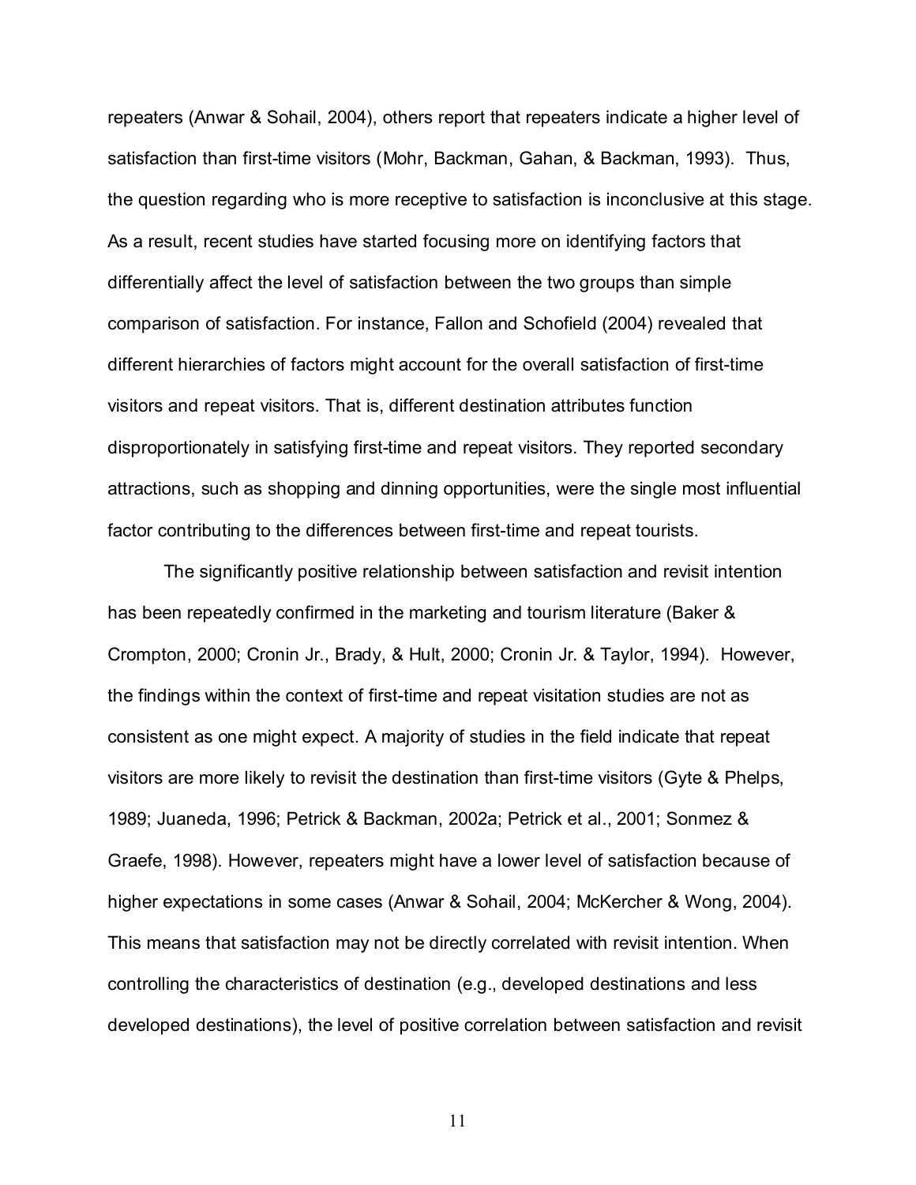repeaters (Anwar & Sohail, 2004), others report that repeaters indicate a higher level of satisfaction than first-time visitors (Mohr, Backman, Gahan, & Backman, 1993). Thus, the question regarding who is more receptive to satisfaction is inconclusive at this stage. As a result, recent studies have started focusing more on identifying factors that differentially affect the level of satisfaction between the two groups than simple comparison of satisfaction. For instance, Fallon and Schofield (2004) revealed that different hierarchies of factors might account for the overall satisfaction of first-time visitors and repeat visitors. That is, different destination attributes function disproportionately in satisfying first-time and repeat visitors. They reported secondary attractions, such as shopping and dinning opportunities, were the single most influential factor contributing to the differences between first-time and repeat tourists.

The significantly positive relationship between satisfaction and revisit intention has been repeatedly confirmed in the marketing and tourism literature (Baker & Crompton, 2000; Cronin Jr., Brady, & Hult, 2000; Cronin Jr. & Taylor, 1994). However, the findings within the context of first-time and repeat visitation studies are not as consistent as one might expect. A majority of studies in the field indicate that repeat visitors are more likely to revisit the destination than first-time visitors (Gyte & Phelps, 1989; Juaneda, 1996; Petrick & Backman, 2002a; Petrick et al., 2001; Sonmez & Graefe, 1998). However, repeaters might have a lower level of satisfaction because of higher expectations in some cases (Anwar & Sohail, 2004; McKercher & Wong, 2004). This means that satisfaction may not be directly correlated with revisit intention. When controlling the characteristics of destination (e.g., developed destinations and less developed destinations), the level of positive correlation between satisfaction and revisit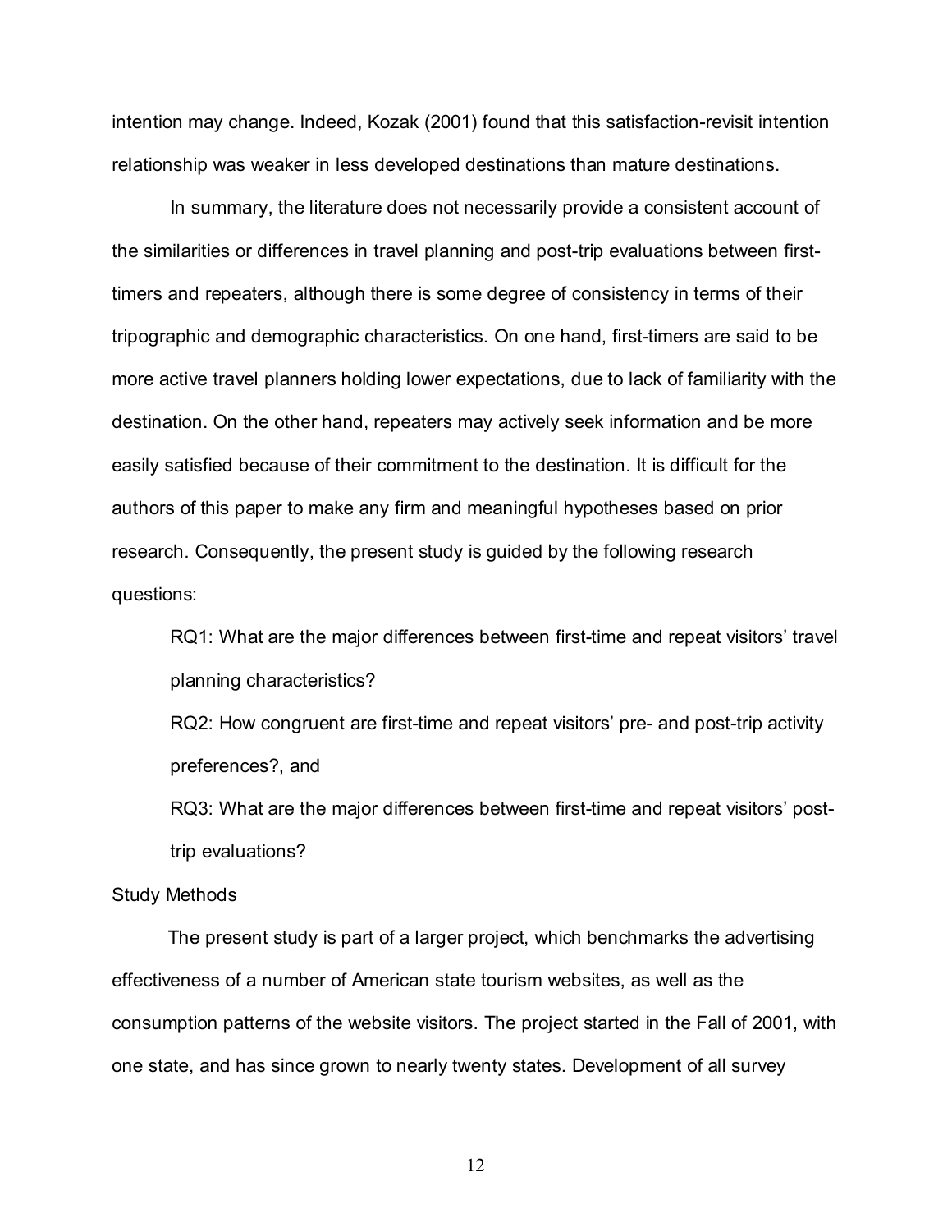intention may change. Indeed, Kozak (2001) found that this satisfaction-revisit intention relationship was weaker in less developed destinations than mature destinations.

In summary, the literature does not necessarily provide a consistent account of the similarities or differences in travel planning and post-trip evaluations between first-timers and repeaters, although there is some degree of consistency in terms of their tripographic and demographic characteristics. On one hand, first-timers are said to be more active travel planners holding lower expectations, due to lack of familiarity with the destination. On the other hand, repeaters may actively seek information and be more easily satisfied because of their commitment to the destination. It is difficult for the authors of this paper to make any firm and meaningful hypotheses based on prior research. Consequently, the present study is guided by the following research questions:

> RQ1: What are the major differences between first-time and repeat visitors' travel planning characteristics?
>
> RQ2: How congruent are first-time and repeat visitors' pre- and post-trip activity preferences?, and
>
> RQ3: What are the major differences between first-time and repeat visitors' post-trip evaluations?

## Study Methods

The present study is part of a larger project, which benchmarks the advertising effectiveness of a number of American state tourism websites, as well as the consumption patterns of the website visitors. The project started in the Fall of 2001, with one state, and has since grown to nearly twenty states. Development of all survey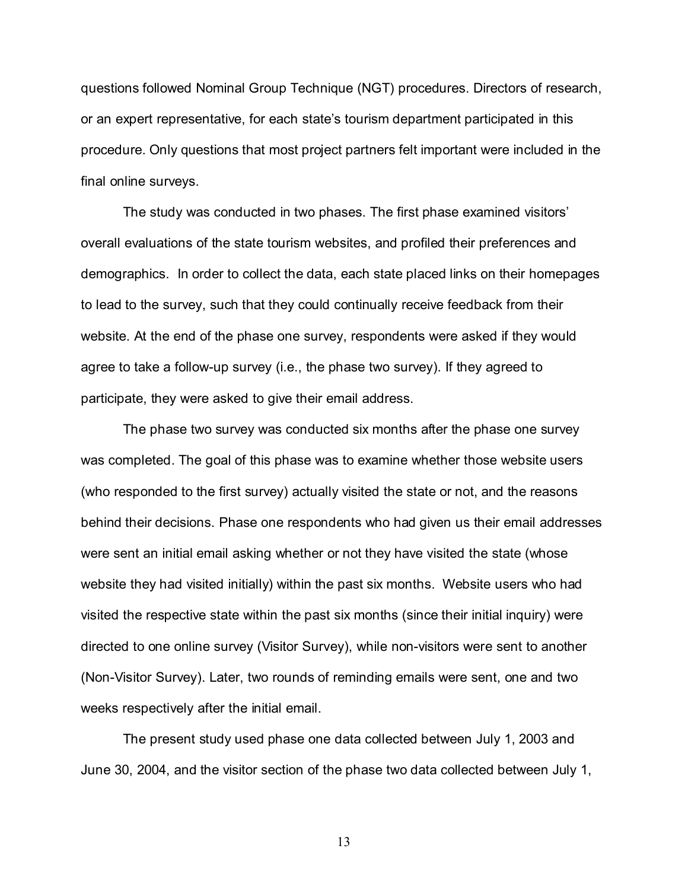questions followed Nominal Group Technique (NGT) procedures. Directors of research, or an expert representative, for each state's tourism department participated in this procedure. Only questions that most project partners felt important were included in the final online surveys.

The study was conducted in two phases. The first phase examined visitors' overall evaluations of the state tourism websites, and profiled their preferences and demographics. In order to collect the data, each state placed links on their homepages to lead to the survey, such that they could continually receive feedback from their website. At the end of the phase one survey, respondents were asked if they would agree to take a follow-up survey (i.e., the phase two survey). If they agreed to participate, they were asked to give their email address.

The phase two survey was conducted six months after the phase one survey was completed. The goal of this phase was to examine whether those website users (who responded to the first survey) actually visited the state or not, and the reasons behind their decisions. Phase one respondents who had given us their email addresses were sent an initial email asking whether or not they have visited the state (whose website they had visited initially) within the past six months. Website users who had visited the respective state within the past six months (since their initial inquiry) were directed to one online survey (Visitor Survey), while non-visitors were sent to another (Non-Visitor Survey). Later, two rounds of reminding emails were sent, one and two weeks respectively after the initial email.

The present study used phase one data collected between July 1, 2003 and June 30, 2004, and the visitor section of the phase two data collected between July 1,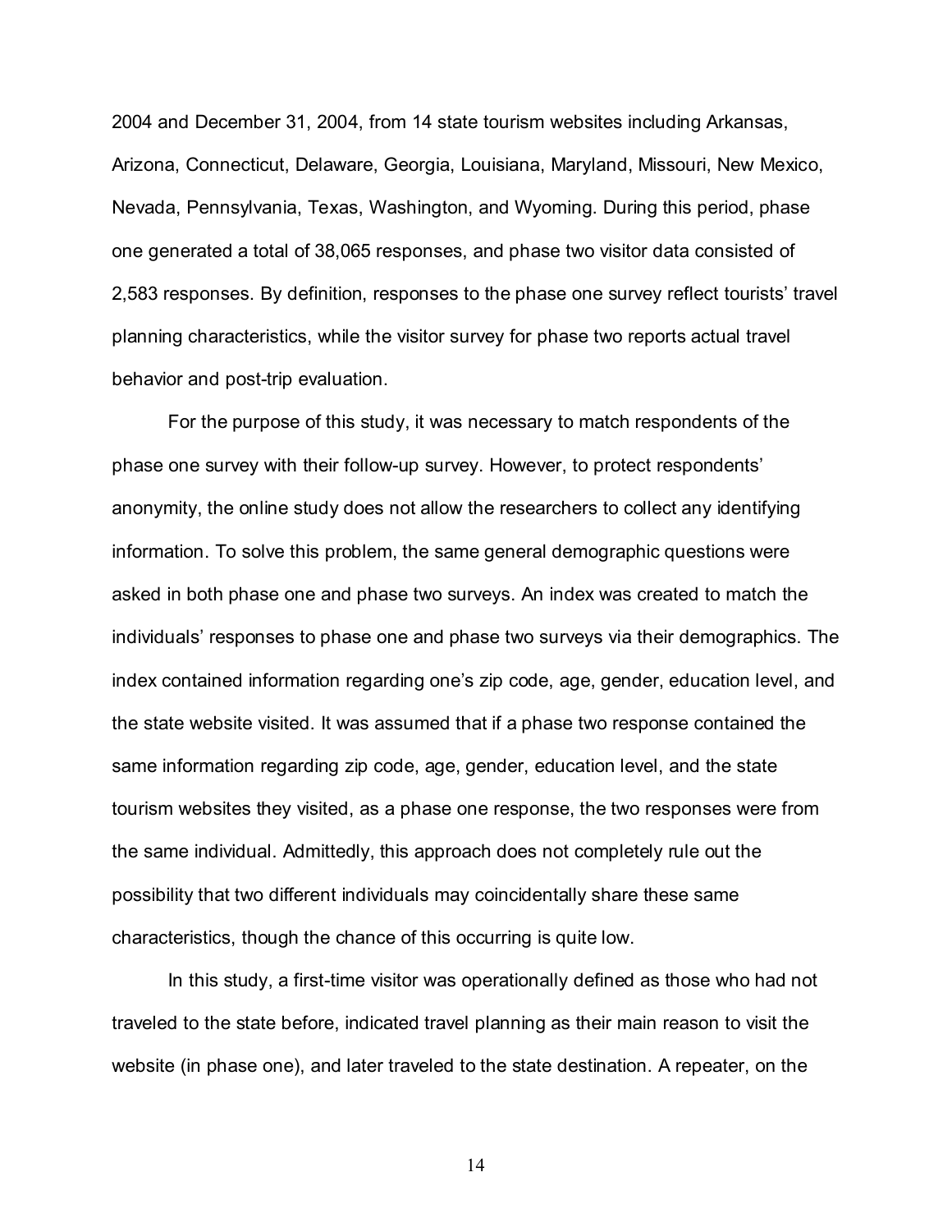2004 and December 31, 2004, from 14 state tourism websites including Arkansas, Arizona, Connecticut, Delaware, Georgia, Louisiana, Maryland, Missouri, New Mexico, Nevada, Pennsylvania, Texas, Washington, and Wyoming. During this period, phase one generated a total of 38,065 responses, and phase two visitor data consisted of 2,583 responses. By definition, responses to the phase one survey reflect tourists' travel planning characteristics, while the visitor survey for phase two reports actual travel behavior and post-trip evaluation.

For the purpose of this study, it was necessary to match respondents of the phase one survey with their follow-up survey. However, to protect respondents' anonymity, the online study does not allow the researchers to collect any identifying information. To solve this problem, the same general demographic questions were asked in both phase one and phase two surveys. An index was created to match the individuals' responses to phase one and phase two surveys via their demographics. The index contained information regarding one's zip code, age, gender, education level, and the state website visited. It was assumed that if a phase two response contained the same information regarding zip code, age, gender, education level, and the state tourism websites they visited, as a phase one response, the two responses were from the same individual. Admittedly, this approach does not completely rule out the possibility that two different individuals may coincidentally share these same characteristics, though the chance of this occurring is quite low.

In this study, a first-time visitor was operationally defined as those who had not traveled to the state before, indicated travel planning as their main reason to visit the website (in phase one), and later traveled to the state destination. A repeater, on the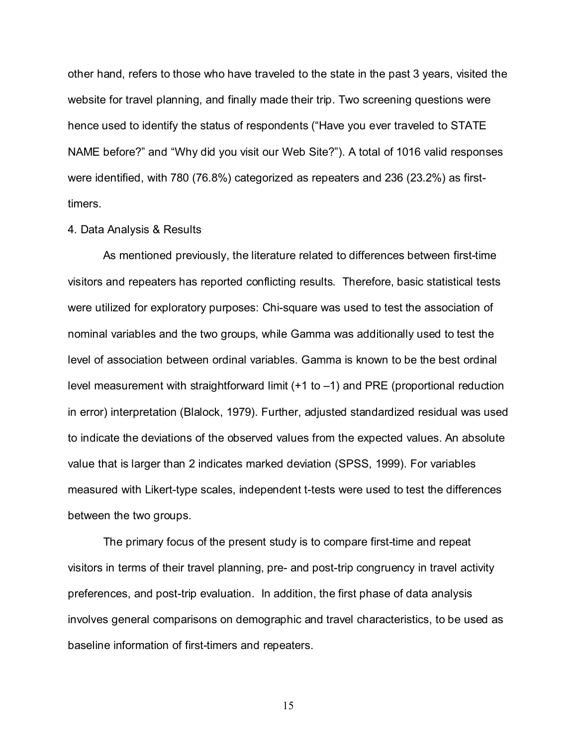other hand, refers to those who have traveled to the state in the past 3 years, visited the website for travel planning, and finally made their trip. Two screening questions were hence used to identify the status of respondents ("Have you ever traveled to STATE NAME before?" and "Why did you visit our Web Site?"). A total of 1016 valid responses were identified, with 780 (76.8%) categorized as repeaters and 236 (23.2%) as first-timers.

## 4. Data Analysis & Results

As mentioned previously, the literature related to differences between first-time visitors and repeaters has reported conflicting results. Therefore, basic statistical tests were utilized for exploratory purposes: Chi-square was used to test the association of nominal variables and the two groups, while Gamma was additionally used to test the level of association between ordinal variables. Gamma is known to be the best ordinal level measurement with straightforward limit (+1 to –1) and PRE (proportional reduction in error) interpretation (Blalock, 1979). Further, adjusted standardized residual was used to indicate the deviations of the observed values from the expected values. An absolute value that is larger than 2 indicates marked deviation (SPSS, 1999). For variables measured with Likert-type scales, independent t-tests were used to test the differences between the two groups.

The primary focus of the present study is to compare first-time and repeat visitors in terms of their travel planning, pre- and post-trip congruency in travel activity preferences, and post-trip evaluation. In addition, the first phase of data analysis involves general comparisons on demographic and travel characteristics, to be used as baseline information of first-timers and repeaters.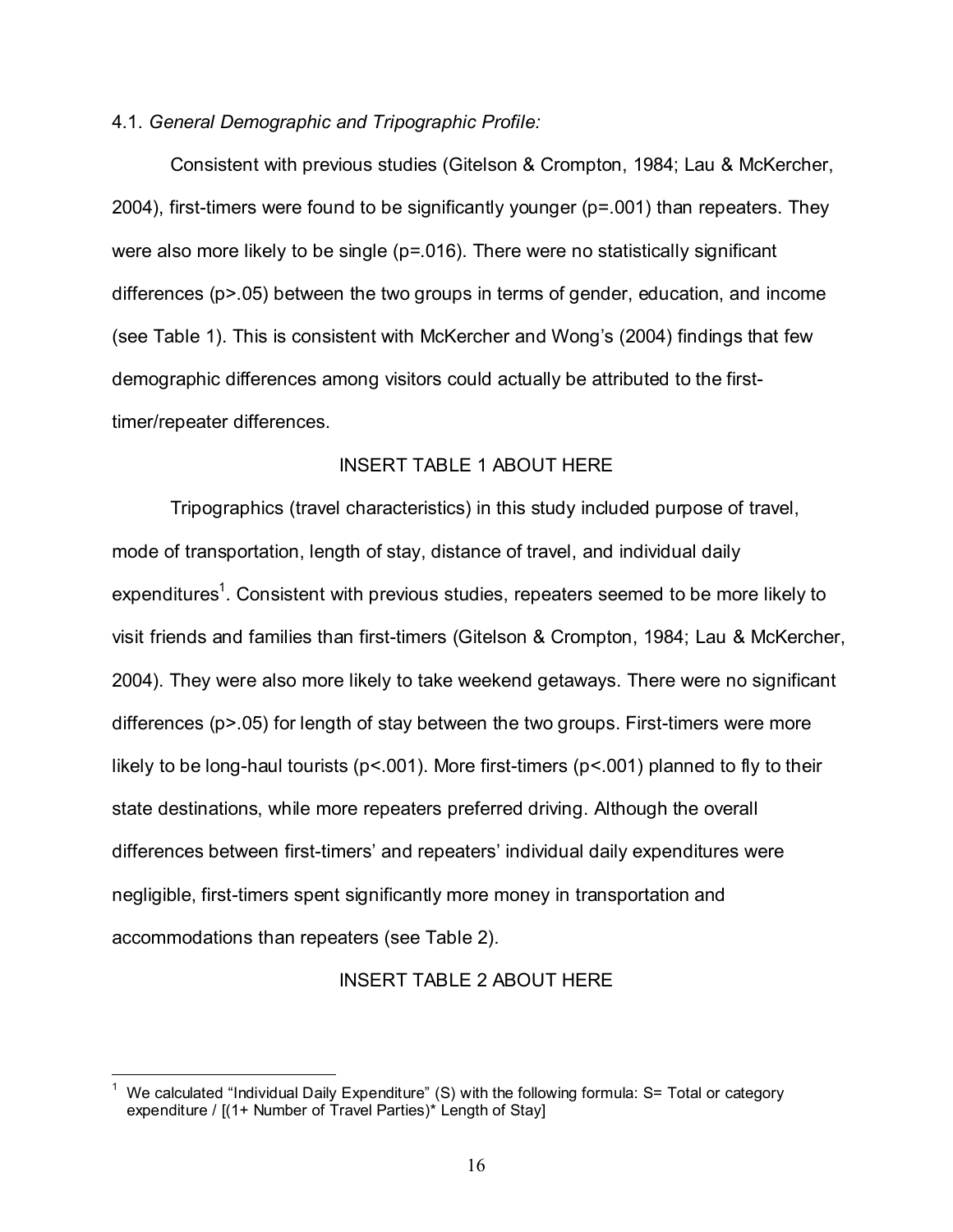4.1. *General Demographic and Tripographic Profile:*

Consistent with previous studies (Gitelson & Crompton, 1984; Lau & McKercher, 2004), first-timers were found to be significantly younger ($p=.001$) than repeaters. They were also more likely to be single ($p=.016$). There were no statistically significant differences ($p>.05$) between the two groups in terms of gender, education, and income (see Table 1). This is consistent with McKercher and Wong's (2004) findings that few demographic differences among visitors could actually be attributed to the first-timer/repeater differences.

INSERT TABLE 1 ABOUT HERE

Tripographics (travel characteristics) in this study included purpose of travel, mode of transportation, length of stay, distance of travel, and individual daily expenditures[1]. Consistent with previous studies, repeaters seemed to be more likely to visit friends and families than first-timers (Gitelson & Crompton, 1984; Lau & McKercher, 2004). They were also more likely to take weekend getaways. There were no significant differences ($p>.05$) for length of stay between the two groups. First-timers were more likely to be long-haul tourists ($p<.001$). More first-timers ($p<.001$) planned to fly to their state destinations, while more repeaters preferred driving. Although the overall differences between first-timers' and repeaters' individual daily expenditures were negligible, first-timers spent significantly more money in transportation and accommodations than repeaters (see Table 2).

INSERT TABLE 2 ABOUT HERE

[1] We calculated "Individual Daily Expenditure" (S) with the following formula: S= Total or category expenditure / [(1+ Number of Travel Parties)* Length of Stay]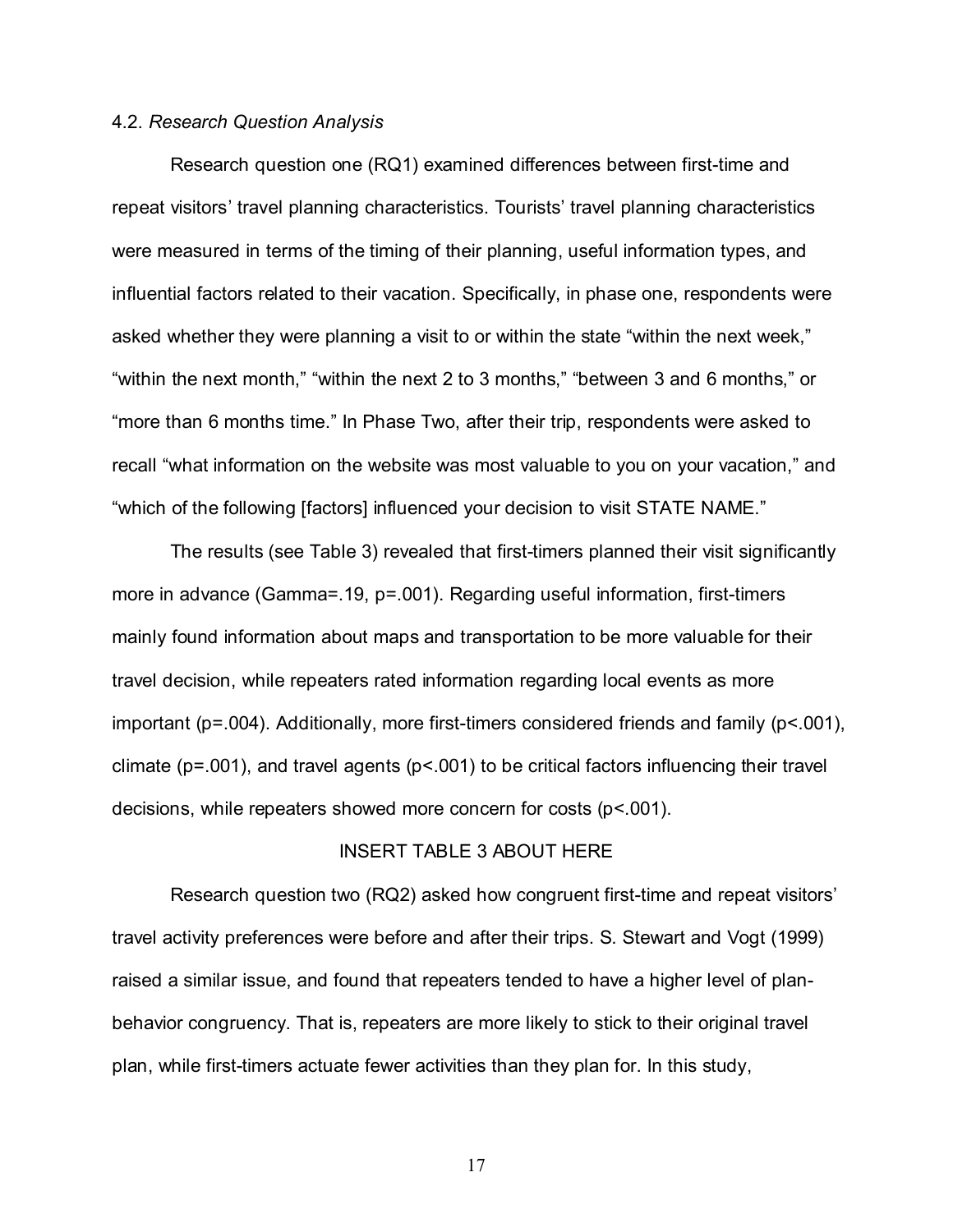4.2. *Research Question Analysis*

Research question one (RQ1) examined differences between first-time and repeat visitors' travel planning characteristics. Tourists' travel planning characteristics were measured in terms of the timing of their planning, useful information types, and influential factors related to their vacation. Specifically, in phase one, respondents were asked whether they were planning a visit to or within the state "within the next week," "within the next month," "within the next 2 to 3 months," "between 3 and 6 months," or "more than 6 months time." In Phase Two, after their trip, respondents were asked to recall "what information on the website was most valuable to you on your vacation," and "which of the following [factors] influenced your decision to visit STATE NAME."

The results (see Table 3) revealed that first-timers planned their visit significantly more in advance (Gamma=.19, $p$=.001). Regarding useful information, first-timers mainly found information about maps and transportation to be more valuable for their travel decision, while repeaters rated information regarding local events as more important ($p$=.004). Additionally, more first-timers considered friends and family ($p$<.001), climate ($p$=.001), and travel agents ($p$<.001) to be critical factors influencing their travel decisions, while repeaters showed more concern for costs ($p$<.001).

INSERT TABLE 3 ABOUT HERE

Research question two (RQ2) asked how congruent first-time and repeat visitors' travel activity preferences were before and after their trips. S. Stewart and Vogt (1999) raised a similar issue, and found that repeaters tended to have a higher level of plan-behavior congruency. That is, repeaters are more likely to stick to their original travel plan, while first-timers actuate fewer activities than they plan for. In this study,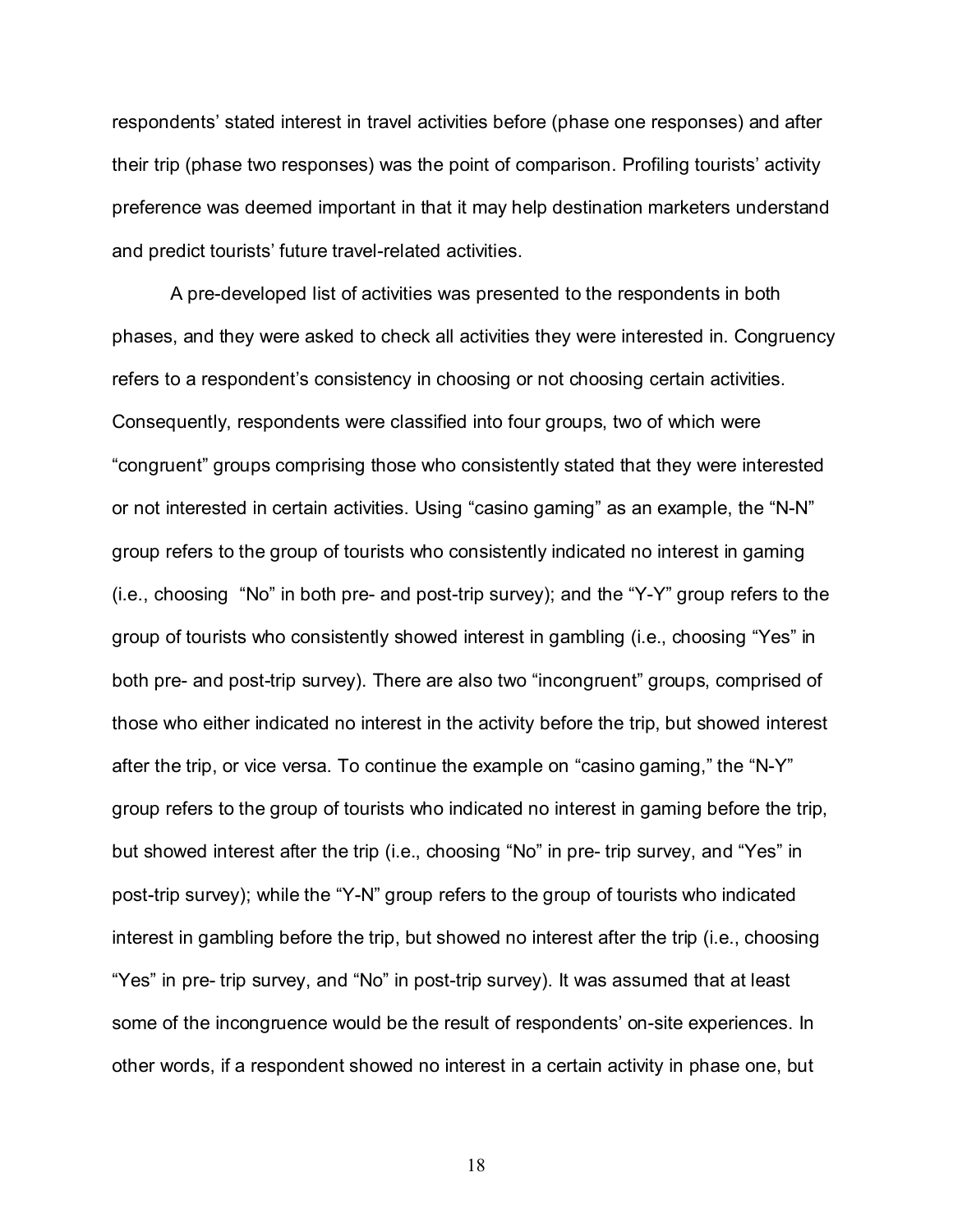respondents' stated interest in travel activities before (phase one responses) and after their trip (phase two responses) was the point of comparison. Profiling tourists' activity preference was deemed important in that it may help destination marketers understand and predict tourists' future travel-related activities.

A pre-developed list of activities was presented to the respondents in both phases, and they were asked to check all activities they were interested in. Congruency refers to a respondent's consistency in choosing or not choosing certain activities. Consequently, respondents were classified into four groups, two of which were "congruent" groups comprising those who consistently stated that they were interested or not interested in certain activities. Using "casino gaming" as an example, the "N-N" group refers to the group of tourists who consistently indicated no interest in gaming (i.e., choosing "No" in both pre- and post-trip survey); and the "Y-Y" group refers to the group of tourists who consistently showed interest in gambling (i.e., choosing "Yes" in both pre- and post-trip survey). There are also two "incongruent" groups, comprised of those who either indicated no interest in the activity before the trip, but showed interest after the trip, or vice versa. To continue the example on "casino gaming," the "N-Y" group refers to the group of tourists who indicated no interest in gaming before the trip, but showed interest after the trip (i.e., choosing "No" in pre- trip survey, and "Yes" in post-trip survey); while the "Y-N" group refers to the group of tourists who indicated interest in gambling before the trip, but showed no interest after the trip (i.e., choosing "Yes" in pre- trip survey, and "No" in post-trip survey). It was assumed that at least some of the incongruence would be the result of respondents' on-site experiences. In other words, if a respondent showed no interest in a certain activity in phase one, but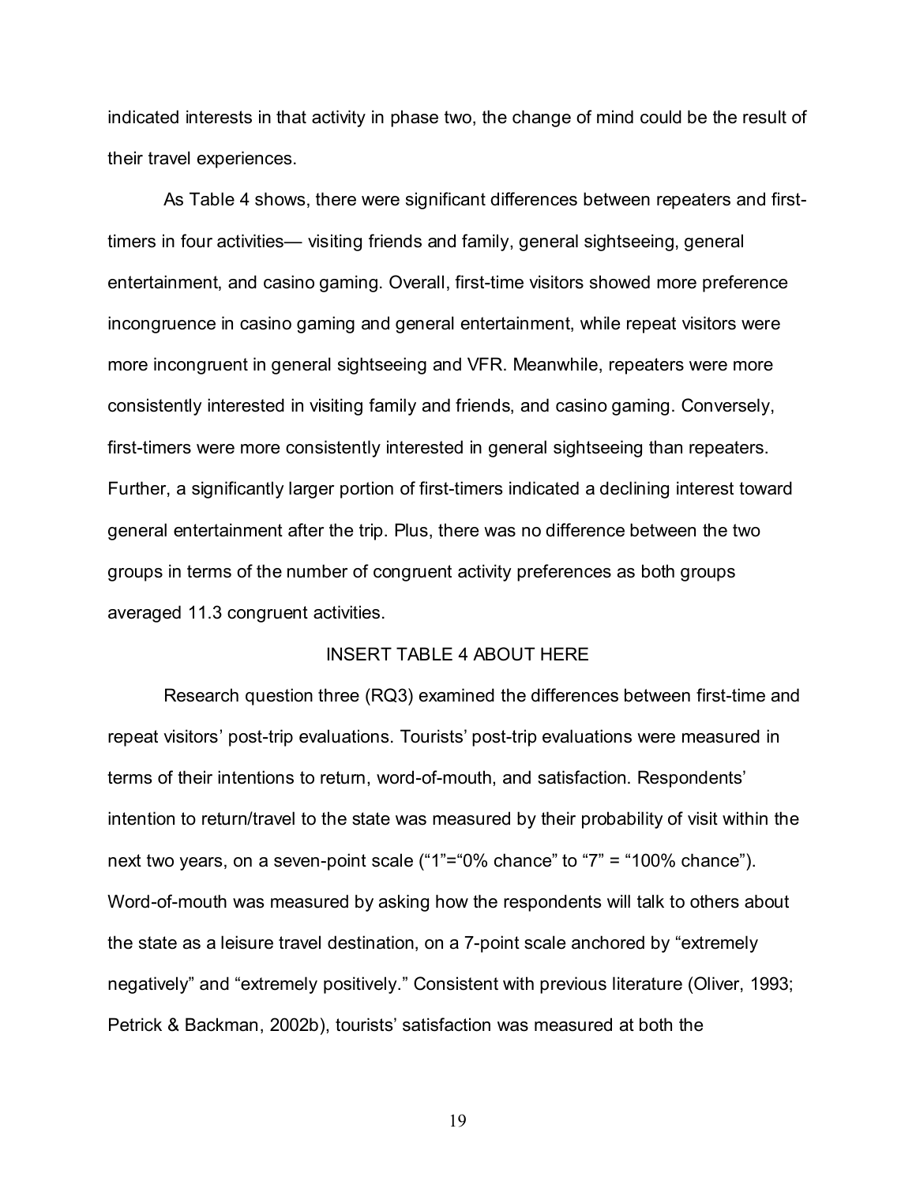indicated interests in that activity in phase two, the change of mind could be the result of their travel experiences.

As Table 4 shows, there were significant differences between repeaters and first-timers in four activities— visiting friends and family, general sightseeing, general entertainment, and casino gaming. Overall, first-time visitors showed more preference incongruence in casino gaming and general entertainment, while repeat visitors were more incongruent in general sightseeing and VFR. Meanwhile, repeaters were more consistently interested in visiting family and friends, and casino gaming. Conversely, first-timers were more consistently interested in general sightseeing than repeaters. Further, a significantly larger portion of first-timers indicated a declining interest toward general entertainment after the trip. Plus, there was no difference between the two groups in terms of the number of congruent activity preferences as both groups averaged 11.3 congruent activities.

INSERT TABLE 4 ABOUT HERE

Research question three (RQ3) examined the differences between first-time and repeat visitors' post-trip evaluations. Tourists' post-trip evaluations were measured in terms of their intentions to return, word-of-mouth, and satisfaction. Respondents' intention to return/travel to the state was measured by their probability of visit within the next two years, on a seven-point scale ("1"="0% chance" to "7" = "100% chance"). Word-of-mouth was measured by asking how the respondents will talk to others about the state as a leisure travel destination, on a 7-point scale anchored by "extremely negatively" and "extremely positively." Consistent with previous literature (Oliver, 1993; Petrick & Backman, 2002b), tourists' satisfaction was measured at both the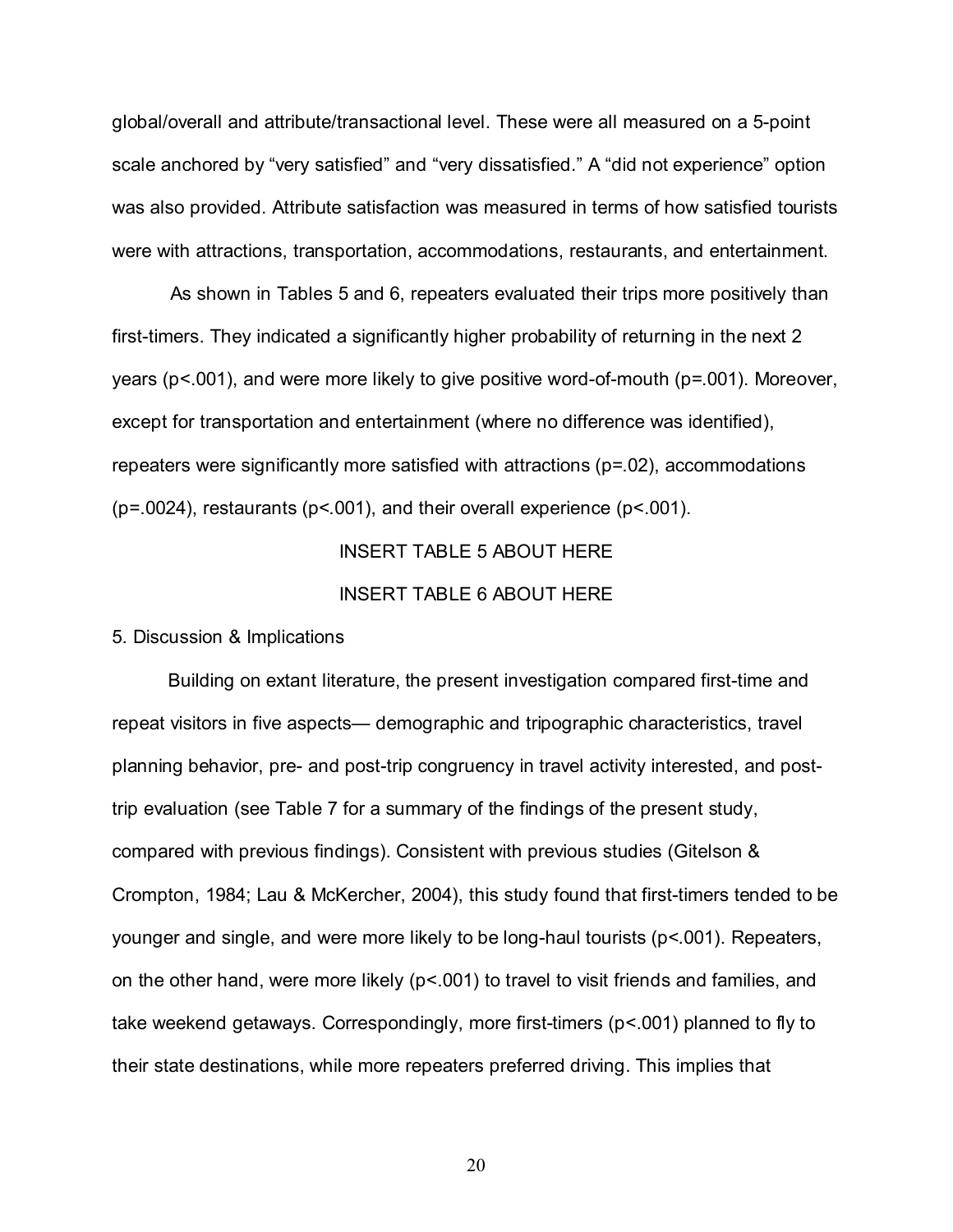global/overall and attribute/transactional level. These were all measured on a 5-point scale anchored by "very satisfied" and "very dissatisfied." A "did not experience" option was also provided. Attribute satisfaction was measured in terms of how satisfied tourists were with attractions, transportation, accommodations, restaurants, and entertainment.

As shown in Tables 5 and 6, repeaters evaluated their trips more positively than first-timers. They indicated a significantly higher probability of returning in the next 2 years ($p<.001$), and were more likely to give positive word-of-mouth ($p=.001$). Moreover, except for transportation and entertainment (where no difference was identified), repeaters were significantly more satisfied with attractions ($p=.02$), accommodations ($p=.0024$), restaurants ($p<.001$), and their overall experience ($p<.001$).

INSERT TABLE 5 ABOUT HERE

INSERT TABLE 6 ABOUT HERE

## 5. Discussion & Implications

Building on extant literature, the present investigation compared first-time and repeat visitors in five aspects— demographic and tripographic characteristics, travel planning behavior, pre- and post-trip congruency in travel activity interested, and post-trip evaluation (see Table 7 for a summary of the findings of the present study, compared with previous findings). Consistent with previous studies (Gitelson & Crompton, 1984; Lau & McKercher, 2004), this study found that first-timers tended to be younger and single, and were more likely to be long-haul tourists ($p<.001$). Repeaters, on the other hand, were more likely ($p<.001$) to travel to visit friends and families, and take weekend getaways. Correspondingly, more first-timers ($p<.001$) planned to fly to their state destinations, while more repeaters preferred driving. This implies that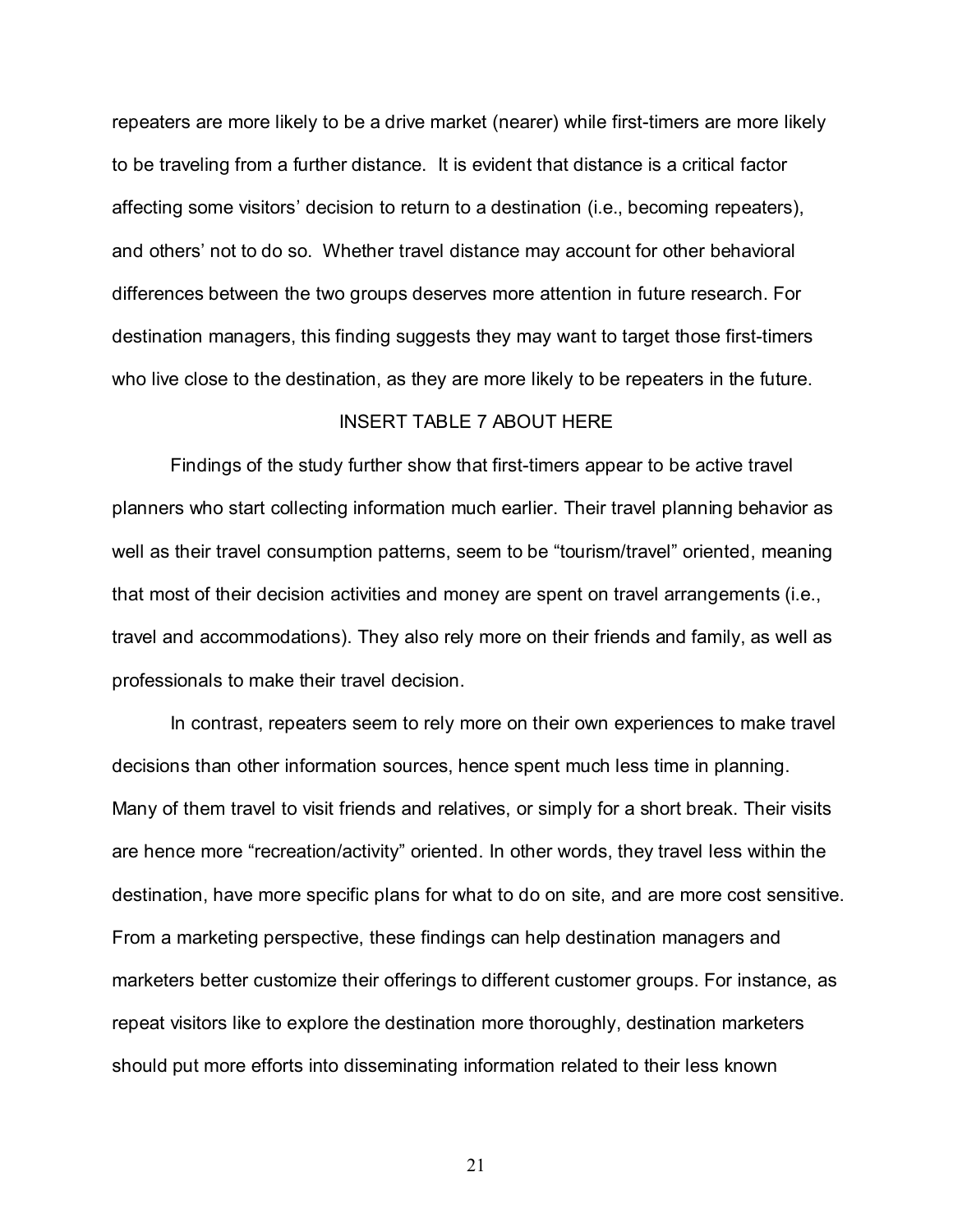repeaters are more likely to be a drive market (nearer) while first-timers are more likely to be traveling from a further distance. It is evident that distance is a critical factor affecting some visitors' decision to return to a destination (i.e., becoming repeaters), and others' not to do so. Whether travel distance may account for other behavioral differences between the two groups deserves more attention in future research. For destination managers, this finding suggests they may want to target those first-timers who live close to the destination, as they are more likely to be repeaters in the future.

INSERT TABLE 7 ABOUT HERE

Findings of the study further show that first-timers appear to be active travel planners who start collecting information much earlier. Their travel planning behavior as well as their travel consumption patterns, seem to be "tourism/travel" oriented, meaning that most of their decision activities and money are spent on travel arrangements (i.e., travel and accommodations). They also rely more on their friends and family, as well as professionals to make their travel decision.

In contrast, repeaters seem to rely more on their own experiences to make travel decisions than other information sources, hence spent much less time in planning. Many of them travel to visit friends and relatives, or simply for a short break. Their visits are hence more "recreation/activity" oriented. In other words, they travel less within the destination, have more specific plans for what to do on site, and are more cost sensitive. From a marketing perspective, these findings can help destination managers and marketers better customize their offerings to different customer groups. For instance, as repeat visitors like to explore the destination more thoroughly, destination marketers should put more efforts into disseminating information related to their less known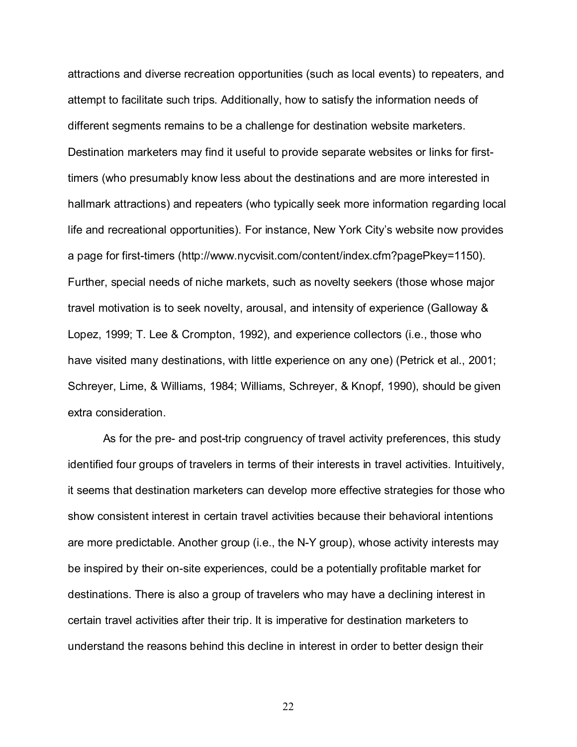attractions and diverse recreation opportunities (such as local events) to repeaters, and attempt to facilitate such trips. Additionally, how to satisfy the information needs of different segments remains to be a challenge for destination website marketers. Destination marketers may find it useful to provide separate websites or links for first-timers (who presumably know less about the destinations and are more interested in hallmark attractions) and repeaters (who typically seek more information regarding local life and recreational opportunities). For instance, New York City's website now provides a page for first-timers (http://www.nycvisit.com/content/index.cfm?pagePkey=1150). Further, special needs of niche markets, such as novelty seekers (those whose major travel motivation is to seek novelty, arousal, and intensity of experience (Galloway & Lopez, 1999; T. Lee & Crompton, 1992), and experience collectors (i.e., those who have visited many destinations, with little experience on any one) (Petrick et al., 2001; Schreyer, Lime, & Williams, 1984; Williams, Schreyer, & Knopf, 1990), should be given extra consideration.

As for the pre- and post-trip congruency of travel activity preferences, this study identified four groups of travelers in terms of their interests in travel activities. Intuitively, it seems that destination marketers can develop more effective strategies for those who show consistent interest in certain travel activities because their behavioral intentions are more predictable. Another group (i.e., the N-Y group), whose activity interests may be inspired by their on-site experiences, could be a potentially profitable market for destinations. There is also a group of travelers who may have a declining interest in certain travel activities after their trip. It is imperative for destination marketers to understand the reasons behind this decline in interest in order to better design their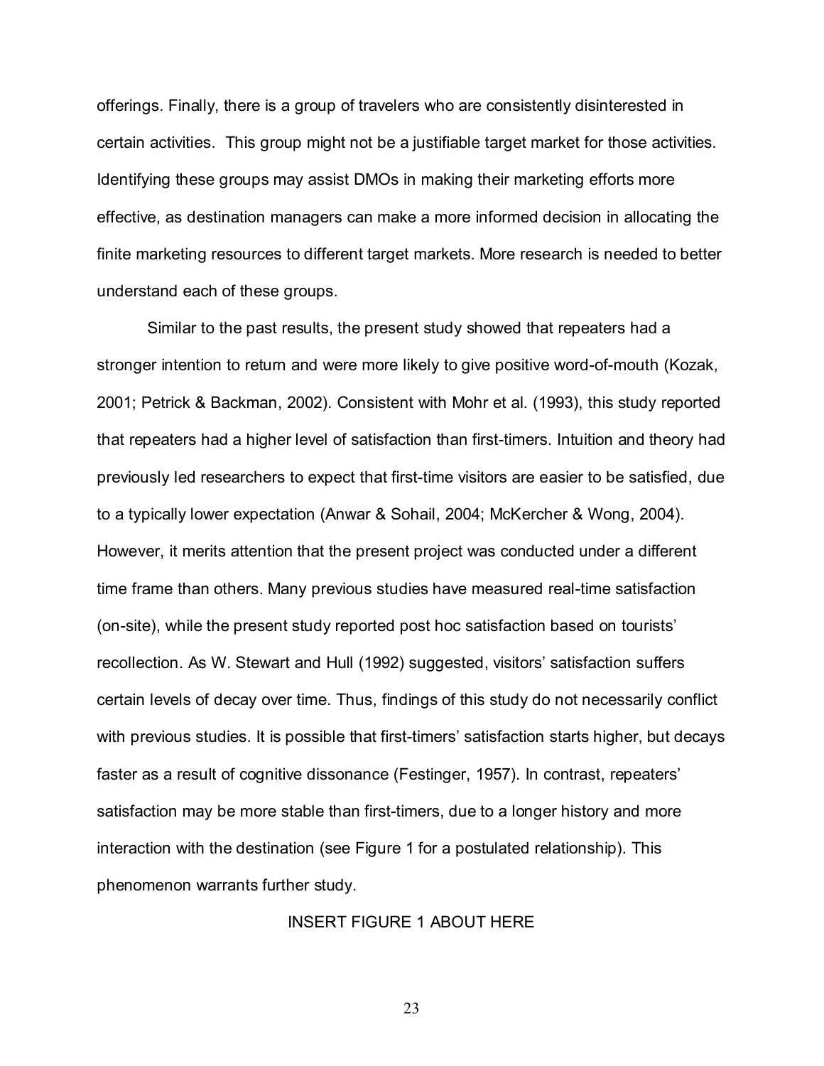offerings. Finally, there is a group of travelers who are consistently disinterested in certain activities. This group might not be a justifiable target market for those activities. Identifying these groups may assist DMOs in making their marketing efforts more effective, as destination managers can make a more informed decision in allocating the finite marketing resources to different target markets. More research is needed to better understand each of these groups.

Similar to the past results, the present study showed that repeaters had a stronger intention to return and were more likely to give positive word-of-mouth (Kozak, 2001; Petrick & Backman, 2002). Consistent with Mohr et al. (1993), this study reported that repeaters had a higher level of satisfaction than first-timers. Intuition and theory had previously led researchers to expect that first-time visitors are easier to be satisfied, due to a typically lower expectation (Anwar & Sohail, 2004; McKercher & Wong, 2004). However, it merits attention that the present project was conducted under a different time frame than others. Many previous studies have measured real-time satisfaction (on-site), while the present study reported post hoc satisfaction based on tourists' recollection. As W. Stewart and Hull (1992) suggested, visitors' satisfaction suffers certain levels of decay over time. Thus, findings of this study do not necessarily conflict with previous studies. It is possible that first-timers' satisfaction starts higher, but decays faster as a result of cognitive dissonance (Festinger, 1957). In contrast, repeaters' satisfaction may be more stable than first-timers, due to a longer history and more interaction with the destination (see Figure 1 for a postulated relationship). This phenomenon warrants further study.

INSERT FIGURE 1 ABOUT HERE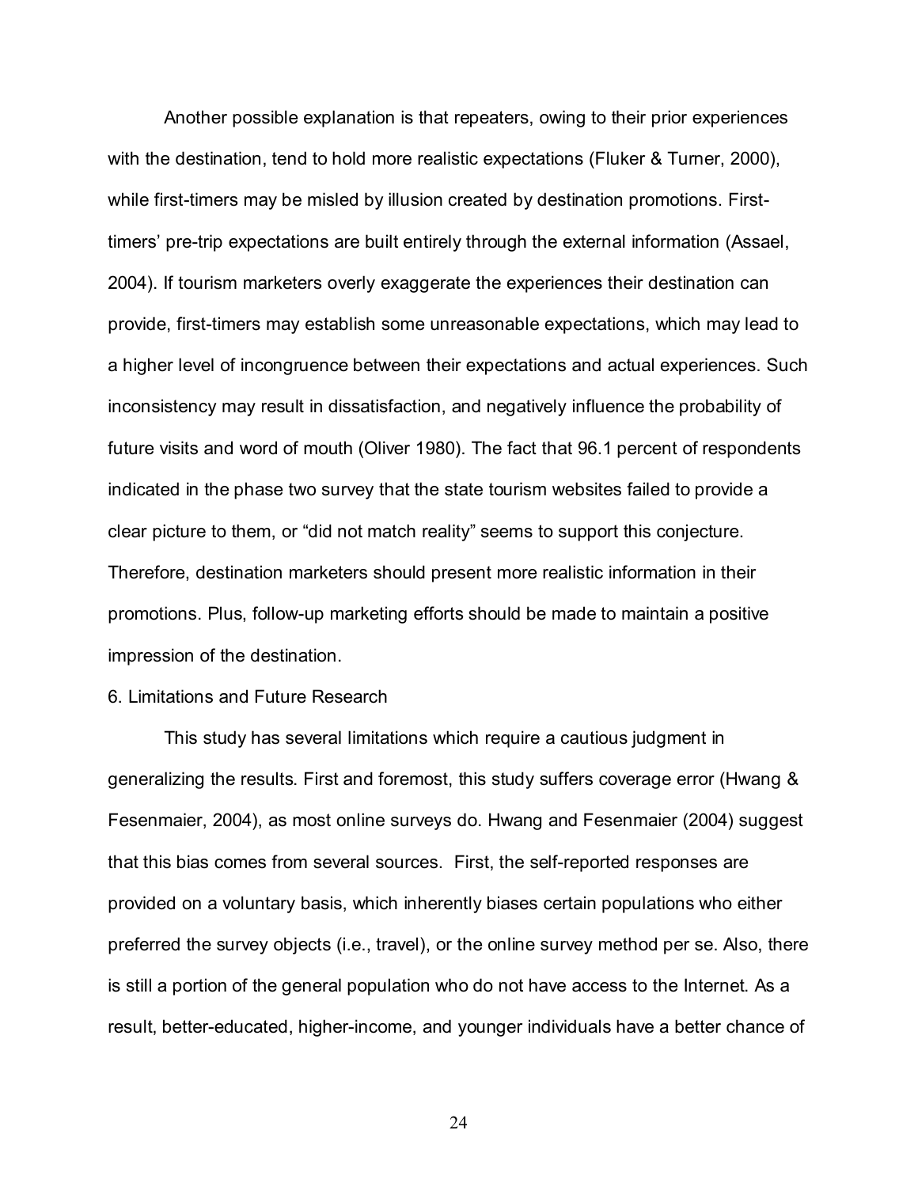Another possible explanation is that repeaters, owing to their prior experiences with the destination, tend to hold more realistic expectations (Fluker & Turner, 2000), while first-timers may be misled by illusion created by destination promotions. First-timers' pre-trip expectations are built entirely through the external information (Assael, 2004). If tourism marketers overly exaggerate the experiences their destination can provide, first-timers may establish some unreasonable expectations, which may lead to a higher level of incongruence between their expectations and actual experiences. Such inconsistency may result in dissatisfaction, and negatively influence the probability of future visits and word of mouth (Oliver 1980). The fact that 96.1 percent of respondents indicated in the phase two survey that the state tourism websites failed to provide a clear picture to them, or "did not match reality" seems to support this conjecture. Therefore, destination marketers should present more realistic information in their promotions. Plus, follow-up marketing efforts should be made to maintain a positive impression of the destination.

## 6. Limitations and Future Research

This study has several limitations which require a cautious judgment in generalizing the results. First and foremost, this study suffers coverage error (Hwang & Fesenmaier, 2004), as most online surveys do. Hwang and Fesenmaier (2004) suggest that this bias comes from several sources. First, the self-reported responses are provided on a voluntary basis, which inherently biases certain populations who either preferred the survey objects (i.e., travel), or the online survey method per se. Also, there is still a portion of the general population who do not have access to the Internet. As a result, better-educated, higher-income, and younger individuals have a better chance of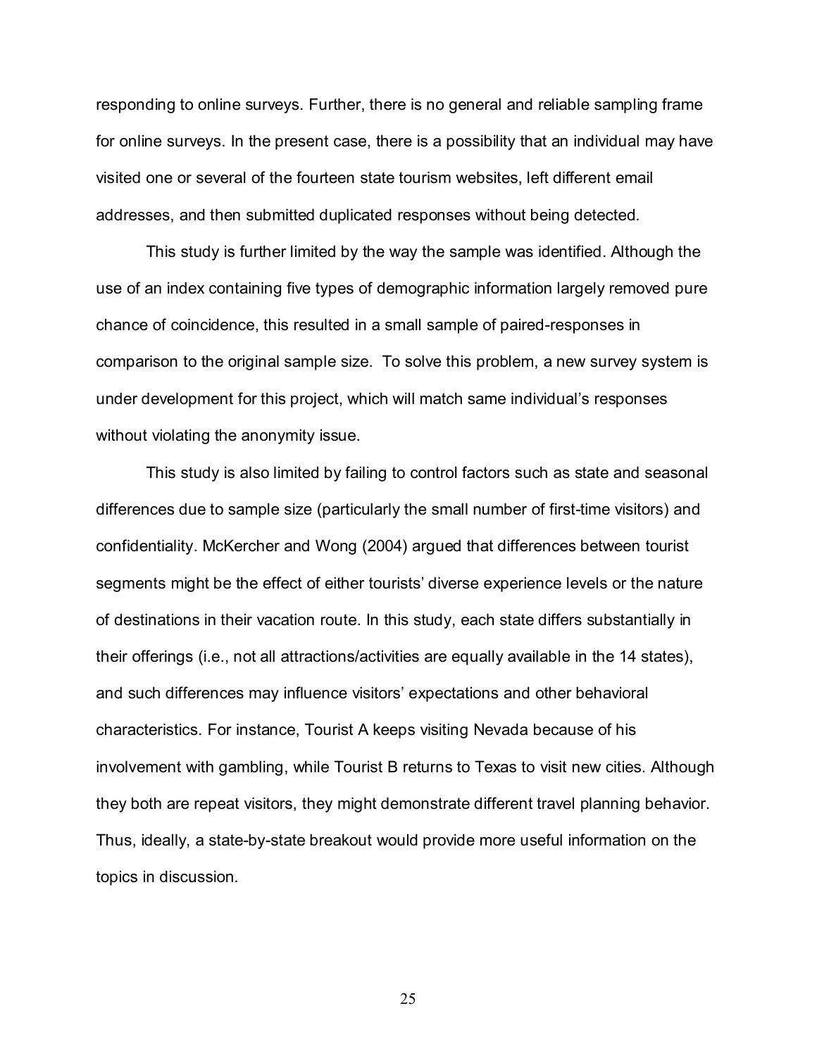responding to online surveys. Further, there is no general and reliable sampling frame for online surveys. In the present case, there is a possibility that an individual may have visited one or several of the fourteen state tourism websites, left different email addresses, and then submitted duplicated responses without being detected.

This study is further limited by the way the sample was identified. Although the use of an index containing five types of demographic information largely removed pure chance of coincidence, this resulted in a small sample of paired-responses in comparison to the original sample size. To solve this problem, a new survey system is under development for this project, which will match same individual's responses without violating the anonymity issue.

This study is also limited by failing to control factors such as state and seasonal differences due to sample size (particularly the small number of first-time visitors) and confidentiality. McKercher and Wong (2004) argued that differences between tourist segments might be the effect of either tourists' diverse experience levels or the nature of destinations in their vacation route. In this study, each state differs substantially in their offerings (i.e., not all attractions/activities are equally available in the 14 states), and such differences may influence visitors' expectations and other behavioral characteristics. For instance, Tourist A keeps visiting Nevada because of his involvement with gambling, while Tourist B returns to Texas to visit new cities. Although they both are repeat visitors, they might demonstrate different travel planning behavior. Thus, ideally, a state-by-state breakout would provide more useful information on the topics in discussion.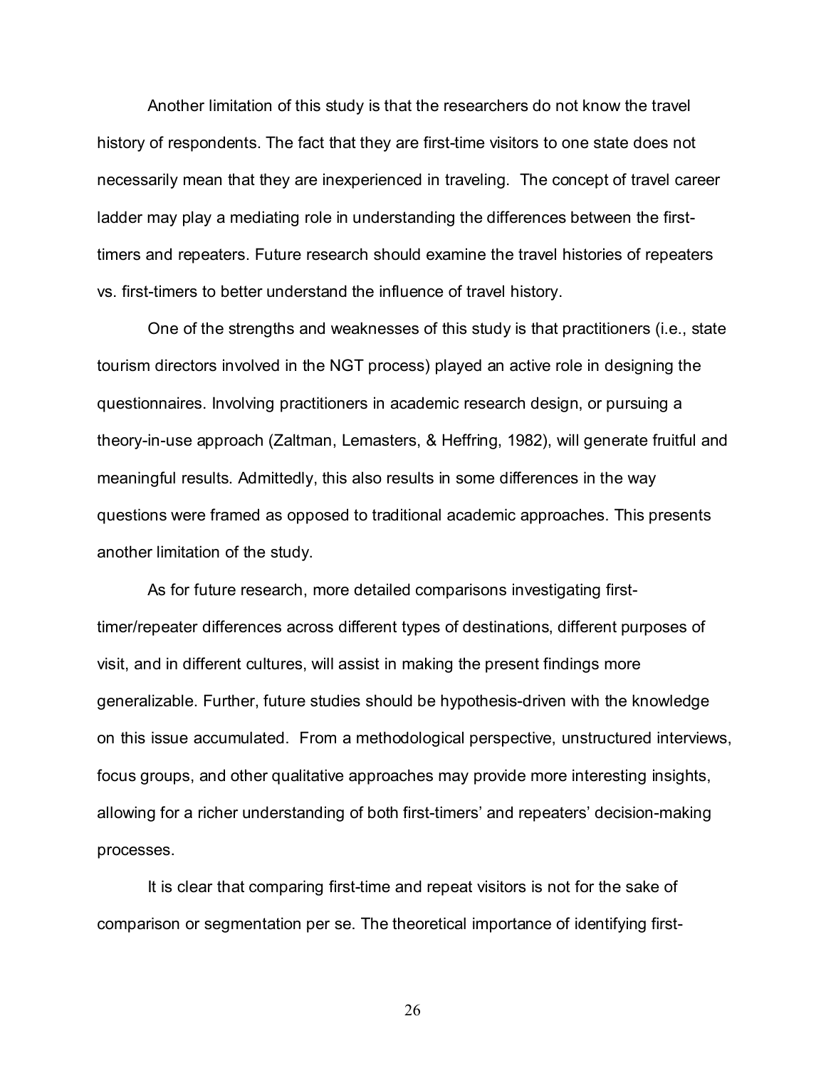Another limitation of this study is that the researchers do not know the travel history of respondents. The fact that they are first-time visitors to one state does not necessarily mean that they are inexperienced in traveling. The concept of travel career ladder may play a mediating role in understanding the differences between the first-timers and repeaters. Future research should examine the travel histories of repeaters vs. first-timers to better understand the influence of travel history.

One of the strengths and weaknesses of this study is that practitioners (i.e., state tourism directors involved in the NGT process) played an active role in designing the questionnaires. Involving practitioners in academic research design, or pursuing a theory-in-use approach (Zaltman, Lemasters, & Heffring, 1982), will generate fruitful and meaningful results. Admittedly, this also results in some differences in the way questions were framed as opposed to traditional academic approaches. This presents another limitation of the study.

As for future research, more detailed comparisons investigating first-timer/repeater differences across different types of destinations, different purposes of visit, and in different cultures, will assist in making the present findings more generalizable. Further, future studies should be hypothesis-driven with the knowledge on this issue accumulated. From a methodological perspective, unstructured interviews, focus groups, and other qualitative approaches may provide more interesting insights, allowing for a richer understanding of both first-timers' and repeaters' decision-making processes.

It is clear that comparing first-time and repeat visitors is not for the sake of comparison or segmentation per se. The theoretical importance of identifying first-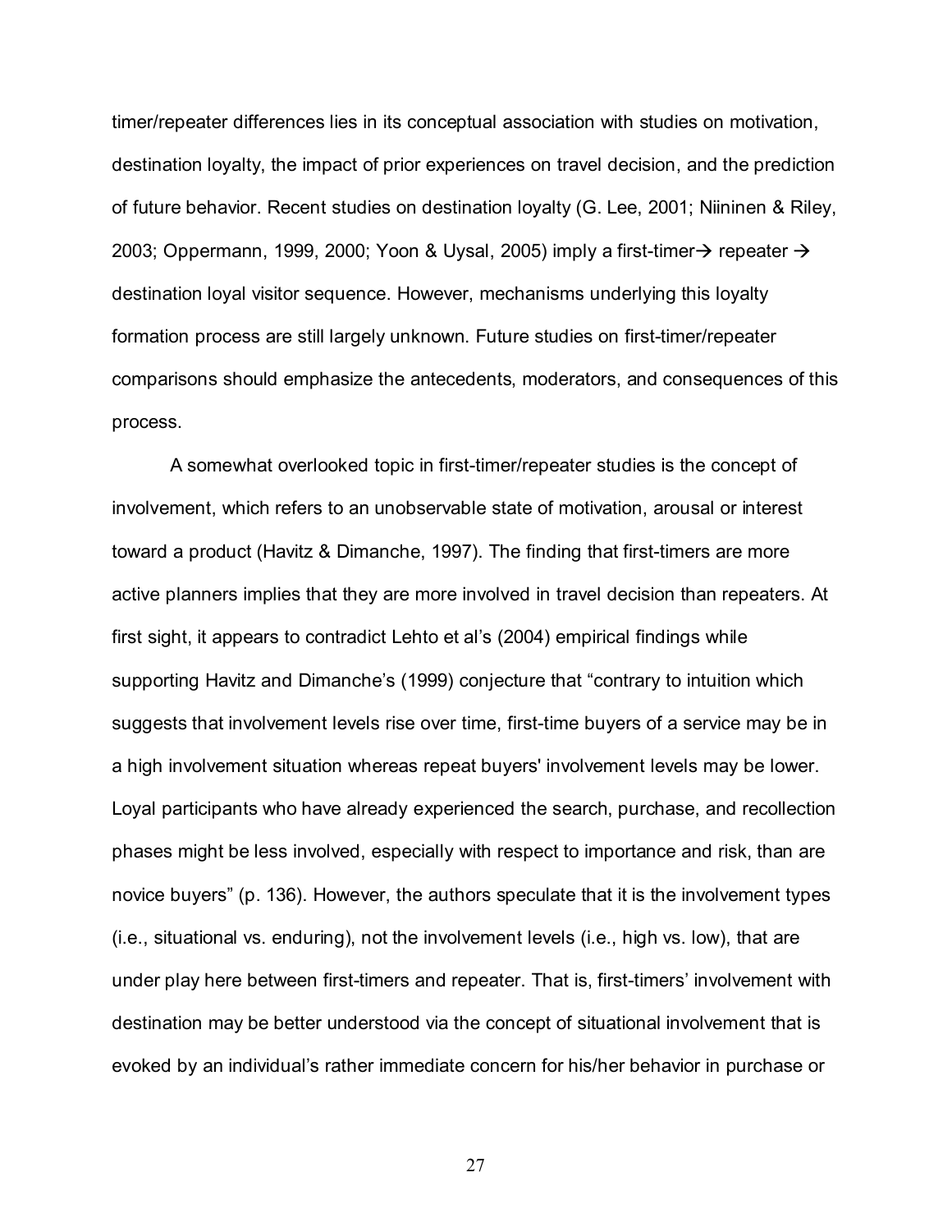timer/repeater differences lies in its conceptual association with studies on motivation, destination loyalty, the impact of prior experiences on travel decision, and the prediction of future behavior. Recent studies on destination loyalty (G. Lee, 2001; Niininen & Riley, 2003; Oppermann, 1999, 2000; Yoon & Uysal, 2005) imply a first-timer→ repeater → destination loyal visitor sequence. However, mechanisms underlying this loyalty formation process are still largely unknown. Future studies on first-timer/repeater comparisons should emphasize the antecedents, moderators, and consequences of this process.

A somewhat overlooked topic in first-timer/repeater studies is the concept of involvement, which refers to an unobservable state of motivation, arousal or interest toward a product (Havitz & Dimanche, 1997). The finding that first-timers are more active planners implies that they are more involved in travel decision than repeaters. At first sight, it appears to contradict Lehto et al's (2004) empirical findings while supporting Havitz and Dimanche's (1999) conjecture that "contrary to intuition which suggests that involvement levels rise over time, first-time buyers of a service may be in a high involvement situation whereas repeat buyers' involvement levels may be lower. Loyal participants who have already experienced the search, purchase, and recollection phases might be less involved, especially with respect to importance and risk, than are novice buyers" (p. 136). However, the authors speculate that it is the involvement types (i.e., situational vs. enduring), not the involvement levels (i.e., high vs. low), that are under play here between first-timers and repeater. That is, first-timers' involvement with destination may be better understood via the concept of situational involvement that is evoked by an individual's rather immediate concern for his/her behavior in purchase or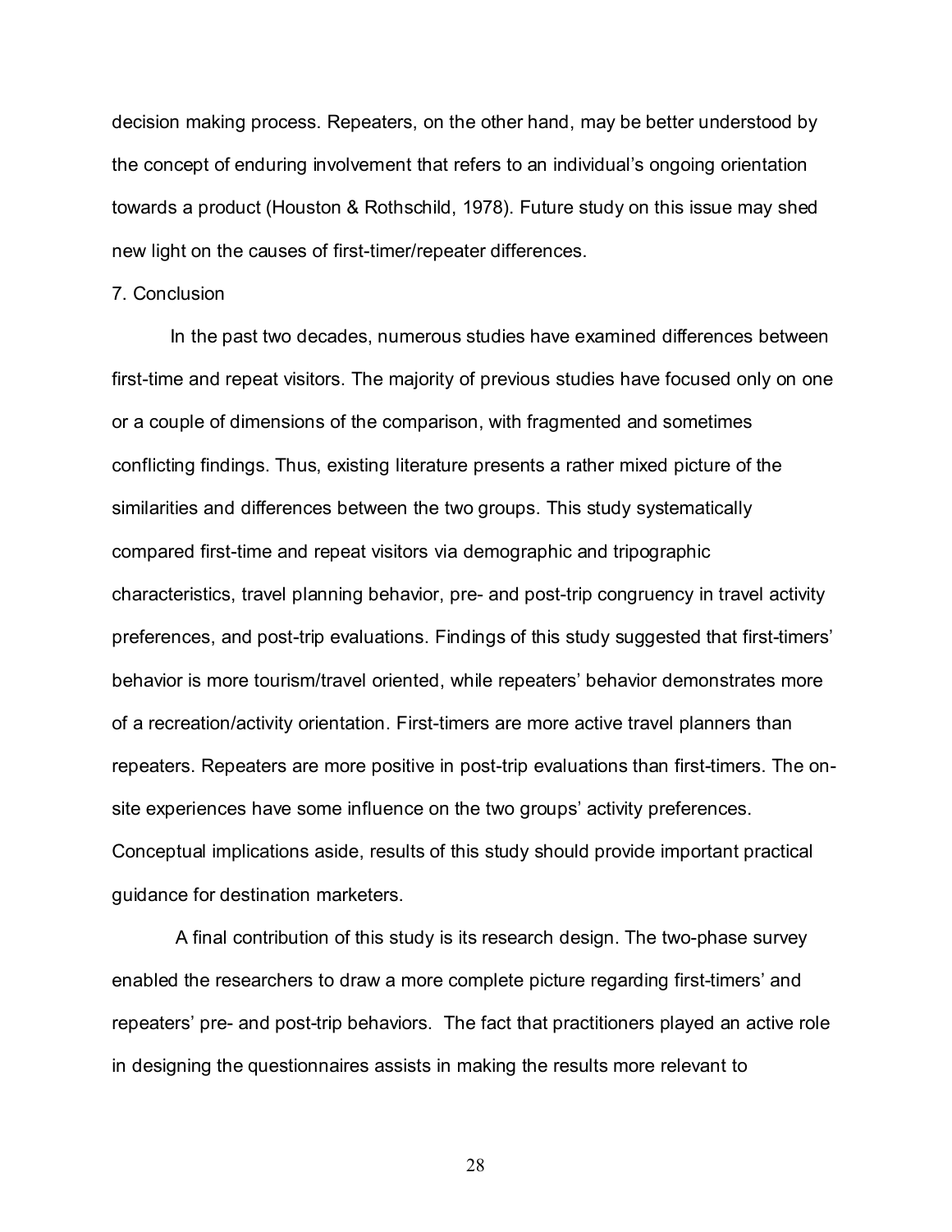decision making process. Repeaters, on the other hand, may be better understood by the concept of enduring involvement that refers to an individual's ongoing orientation towards a product (Houston & Rothschild, 1978). Future study on this issue may shed new light on the causes of first-timer/repeater differences.

## 7. Conclusion

In the past two decades, numerous studies have examined differences between first-time and repeat visitors. The majority of previous studies have focused only on one or a couple of dimensions of the comparison, with fragmented and sometimes conflicting findings. Thus, existing literature presents a rather mixed picture of the similarities and differences between the two groups. This study systematically compared first-time and repeat visitors via demographic and tripographic characteristics, travel planning behavior, pre- and post-trip congruency in travel activity preferences, and post-trip evaluations. Findings of this study suggested that first-timers' behavior is more tourism/travel oriented, while repeaters' behavior demonstrates more of a recreation/activity orientation. First-timers are more active travel planners than repeaters. Repeaters are more positive in post-trip evaluations than first-timers. The on-site experiences have some influence on the two groups' activity preferences. Conceptual implications aside, results of this study should provide important practical guidance for destination marketers.

A final contribution of this study is its research design. The two-phase survey enabled the researchers to draw a more complete picture regarding first-timers' and repeaters' pre- and post-trip behaviors. The fact that practitioners played an active role in designing the questionnaires assists in making the results more relevant to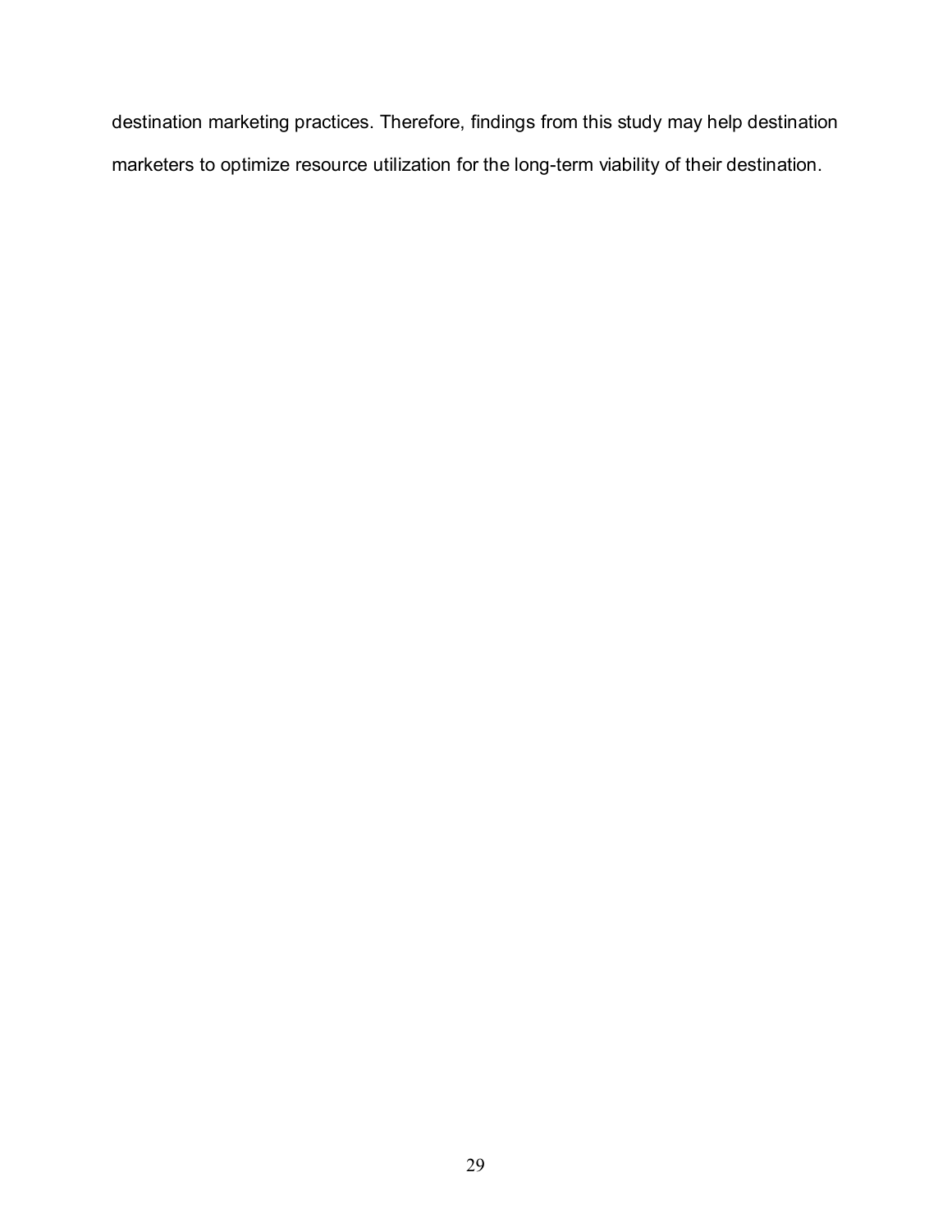destination marketing practices. Therefore, findings from this study may help destination marketers to optimize resource utilization for the long-term viability of their destination.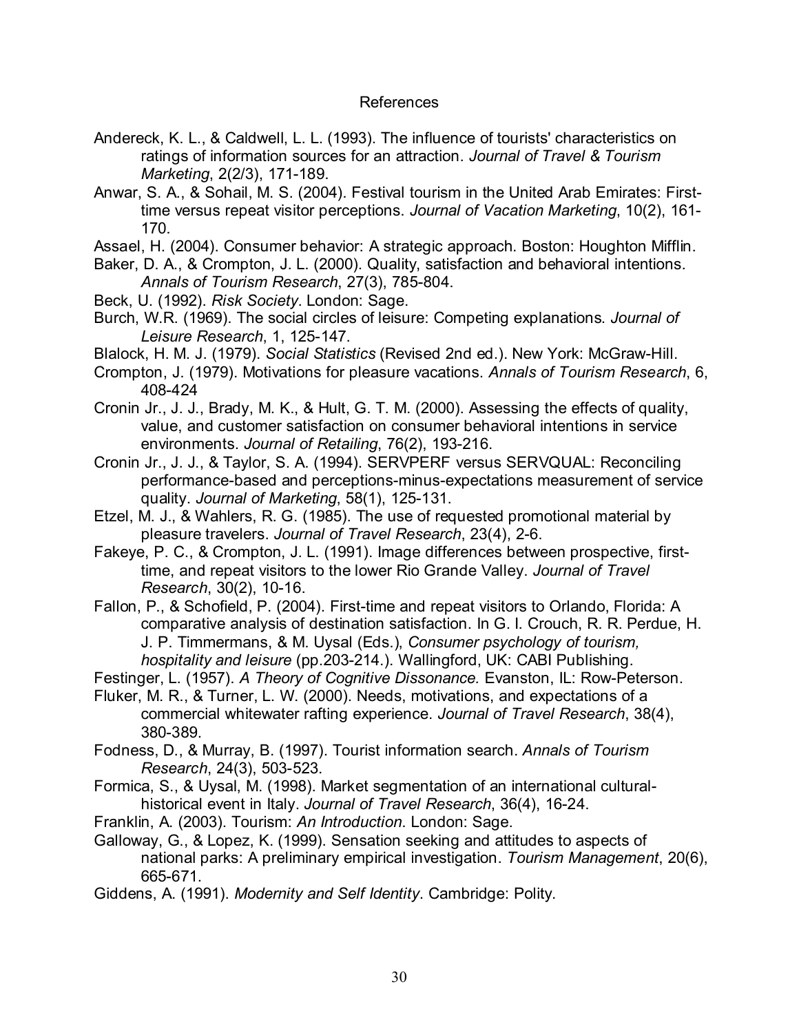# References

Andereck, K. L., & Caldwell, L. L. (1993). The influence of tourists' characteristics on ratings of information sources for an attraction. *Journal of Travel & Tourism Marketing*, 2(2/3), 171-189.

Anwar, S. A., & Sohail, M. S. (2004). Festival tourism in the United Arab Emirates: First-time versus repeat visitor perceptions. *Journal of Vacation Marketing*, 10(2), 161-170.

Assael, H. (2004). Consumer behavior: A strategic approach. Boston: Houghton Mifflin.

Baker, D. A., & Crompton, J. L. (2000). Quality, satisfaction and behavioral intentions. *Annals of Tourism Research*, 27(3), 785-804.

Beck, U. (1992). *Risk Society*. London: Sage.

Burch, W.R. (1969). The social circles of leisure: Competing explanations. *Journal of Leisure Research*, 1, 125-147.

Blalock, H. M. J. (1979). *Social Statistics* (Revised 2nd ed.). New York: McGraw-Hill.

Crompton, J. (1979). Motivations for pleasure vacations. *Annals of Tourism Research*, 6, 408-424

Cronin Jr., J. J., Brady, M. K., & Hult, G. T. M. (2000). Assessing the effects of quality, value, and customer satisfaction on consumer behavioral intentions in service environments. *Journal of Retailing*, 76(2), 193-216.

Cronin Jr., J. J., & Taylor, S. A. (1994). SERVPERF versus SERVQUAL: Reconciling performance-based and perceptions-minus-expectations measurement of service quality. *Journal of Marketing*, 58(1), 125-131.

Etzel, M. J., & Wahlers, R. G. (1985). The use of requested promotional material by pleasure travelers. *Journal of Travel Research*, 23(4), 2-6.

Fakeye, P. C., & Crompton, J. L. (1991). Image differences between prospective, first-time, and repeat visitors to the lower Rio Grande Valley. *Journal of Travel Research*, 30(2), 10-16.

Fallon, P., & Schofield, P. (2004). First-time and repeat visitors to Orlando, Florida: A comparative analysis of destination satisfaction. In G. I. Crouch, R. R. Perdue, H. J. P. Timmermans, & M. Uysal (Eds.), *Consumer psychology of tourism, hospitality and leisure* (pp.203-214.). Wallingford, UK: CABI Publishing.

Festinger, L. (1957). *A Theory of Cognitive Dissonance.* Evanston, IL: Row-Peterson.

Fluker, M. R., & Turner, L. W. (2000). Needs, motivations, and expectations of a commercial whitewater rafting experience. *Journal of Travel Research*, 38(4), 380-389.

Fodness, D., & Murray, B. (1997). Tourist information search. *Annals of Tourism Research*, 24(3), 503-523.

Formica, S., & Uysal, M. (1998). Market segmentation of an international cultural-historical event in Italy. *Journal of Travel Research*, 36(4), 16-24.

Franklin, A. (2003). Tourism: *An Introduction*. London: Sage.

Galloway, G., & Lopez, K. (1999). Sensation seeking and attitudes to aspects of national parks: A preliminary empirical investigation. *Tourism Management*, 20(6), 665-671.

Giddens, A. (1991). *Modernity and Self Identity*. Cambridge: Polity.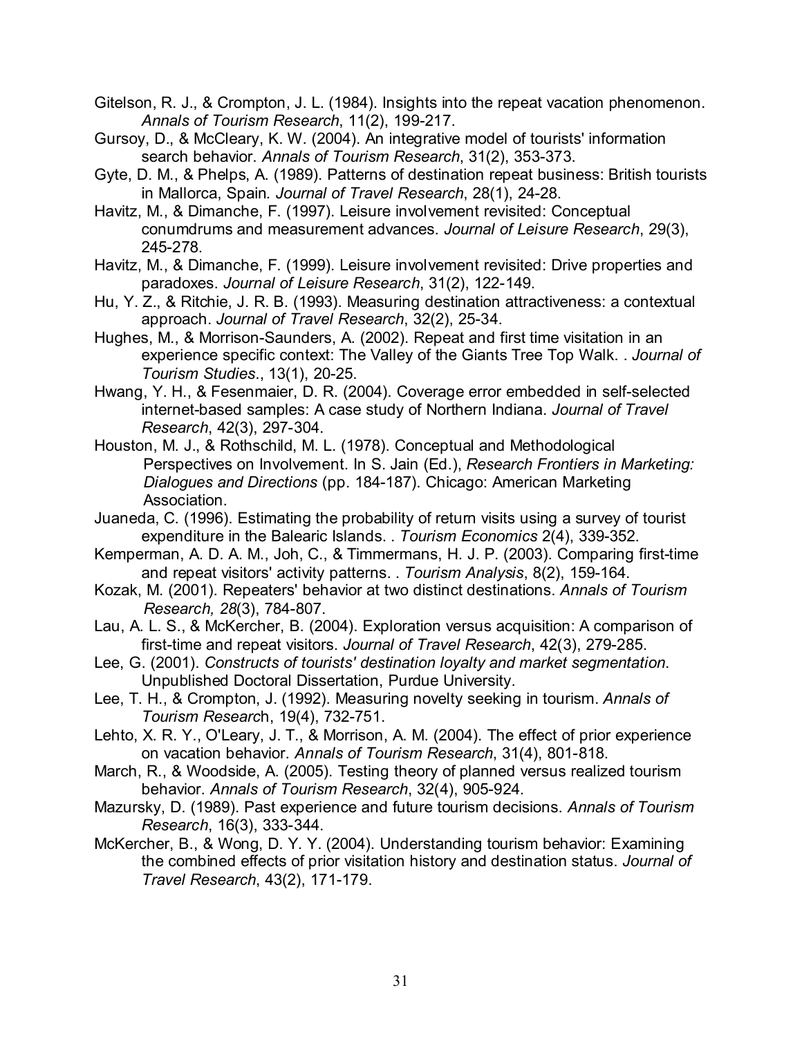Gitelson, R. J., & Crompton, J. L. (1984). Insights into the repeat vacation phenomenon. *Annals of Tourism Research*, 11(2), 199-217.

Gursoy, D., & McCleary, K. W. (2004). An integrative model of tourists' information search behavior. *Annals of Tourism Research*, 31(2), 353-373.

Gyte, D. M., & Phelps, A. (1989). Patterns of destination repeat business: British tourists in Mallorca, Spain. *Journal of Travel Research*, 28(1), 24-28.

Havitz, M., & Dimanche, F. (1997). Leisure involvement revisited: Conceptual conumdrums and measurement advances. *Journal of Leisure Research*, 29(3), 245-278.

Havitz, M., & Dimanche, F. (1999). Leisure involvement revisited: Drive properties and paradoxes. *Journal of Leisure Research*, 31(2), 122-149.

Hu, Y. Z., & Ritchie, J. R. B. (1993). Measuring destination attractiveness: a contextual approach. *Journal of Travel Research*, 32(2), 25-34.

Hughes, M., & Morrison-Saunders, A. (2002). Repeat and first time visitation in an experience specific context: The Valley of the Giants Tree Top Walk. . *Journal of Tourism Studies*., 13(1), 20-25.

Hwang, Y. H., & Fesenmaier, D. R. (2004). Coverage error embedded in self-selected internet-based samples: A case study of Northern Indiana. *Journal of Travel Research*, 42(3), 297-304.

Houston, M. J., & Rothschild, M. L. (1978). Conceptual and Methodological Perspectives on Involvement. In S. Jain (Ed.), *Research Frontiers in Marketing: Dialogues and Directions* (pp. 184-187). Chicago: American Marketing Association.

Juaneda, C. (1996). Estimating the probability of return visits using a survey of tourist expenditure in the Balearic Islands. . *Tourism Economics* 2(4), 339-352.

Kemperman, A. D. A. M., Joh, C., & Timmermans, H. J. P. (2003). Comparing first-time and repeat visitors' activity patterns. . *Tourism Analysis*, 8(2), 159-164.

Kozak, M. (2001). Repeaters' behavior at two distinct destinations. *Annals of Tourism Research, 28*(3), 784-807.

Lau, A. L. S., & McKercher, B. (2004). Exploration versus acquisition: A comparison of first-time and repeat visitors. *Journal of Travel Research*, 42(3), 279-285.

Lee, G. (2001). *Constructs of tourists' destination loyalty and market segmentation*. Unpublished Doctoral Dissertation, Purdue University.

Lee, T. H., & Crompton, J. (1992). Measuring novelty seeking in tourism. *Annals of Tourism Research*, 19(4), 732-751.

Lehto, X. R. Y., O'Leary, J. T., & Morrison, A. M. (2004). The effect of prior experience on vacation behavior. *Annals of Tourism Research*, 31(4), 801-818.

March, R., & Woodside, A. (2005). Testing theory of planned versus realized tourism behavior. *Annals of Tourism Research*, 32(4), 905-924.

Mazursky, D. (1989). Past experience and future tourism decisions. *Annals of Tourism Research*, 16(3), 333-344.

McKercher, B., & Wong, D. Y. Y. (2004). Understanding tourism behavior: Examining the combined effects of prior visitation history and destination status. *Journal of Travel Research*, 43(2), 171-179.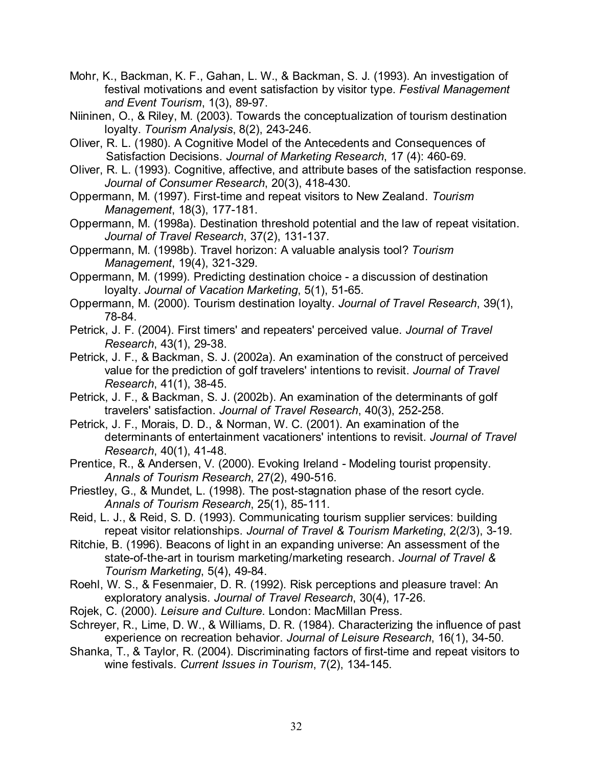Mohr, K., Backman, K. F., Gahan, L. W., & Backman, S. J. (1993). An investigation of festival motivations and event satisfaction by visitor type. *Festival Management and Event Tourism*, 1(3), 89-97.

Niininen, O., & Riley, M. (2003). Towards the conceptualization of tourism destination loyalty. *Tourism Analysis*, 8(2), 243-246.

Oliver, R. L. (1980). A Cognitive Model of the Antecedents and Consequences of Satisfaction Decisions. *Journal of Marketing Research*, 17 (4): 460-69.

Oliver, R. L. (1993). Cognitive, affective, and attribute bases of the satisfaction response. *Journal of Consumer Research*, 20(3), 418-430.

Oppermann, M. (1997). First-time and repeat visitors to New Zealand. *Tourism Management*, 18(3), 177-181.

Oppermann, M. (1998a). Destination threshold potential and the law of repeat visitation. *Journal of Travel Research*, 37(2), 131-137.

Oppermann, M. (1998b). Travel horizon: A valuable analysis tool? *Tourism Management*, 19(4), 321-329.

Oppermann, M. (1999). Predicting destination choice - a discussion of destination loyalty. *Journal of Vacation Marketing*, 5(1), 51-65.

Oppermann, M. (2000). Tourism destination loyalty. *Journal of Travel Research*, 39(1), 78-84.

Petrick, J. F. (2004). First timers' and repeaters' perceived value. *Journal of Travel Research*, 43(1), 29-38.

Petrick, J. F., & Backman, S. J. (2002a). An examination of the construct of perceived value for the prediction of golf travelers' intentions to revisit. *Journal of Travel Research*, 41(1), 38-45.

Petrick, J. F., & Backman, S. J. (2002b). An examination of the determinants of golf travelers' satisfaction. *Journal of Travel Research*, 40(3), 252-258.

Petrick, J. F., Morais, D. D., & Norman, W. C. (2001). An examination of the determinants of entertainment vacationers' intentions to revisit. *Journal of Travel Research*, 40(1), 41-48.

Prentice, R., & Andersen, V. (2000). Evoking Ireland - Modeling tourist propensity. *Annals of Tourism Research*, 27(2), 490-516.

Priestley, G., & Mundet, L. (1998). The post-stagnation phase of the resort cycle. *Annals of Tourism Research*, 25(1), 85-111.

Reid, L. J., & Reid, S. D. (1993). Communicating tourism supplier services: building repeat visitor relationships. *Journal of Travel & Tourism Marketing*, 2(2/3), 3-19.

Ritchie, B. (1996). Beacons of light in an expanding universe: An assessment of the state-of-the-art in tourism marketing/marketing research. *Journal of Travel & Tourism Marketing*, 5(4), 49-84.

Roehl, W. S., & Fesenmaier, D. R. (1992). Risk perceptions and pleasure travel: An exploratory analysis. *Journal of Travel Research*, 30(4), 17-26.

Rojek, C. (2000). *Leisure and Culture*. London: MacMillan Press.

Schreyer, R., Lime, D. W., & Williams, D. R. (1984). Characterizing the influence of past experience on recreation behavior. *Journal of Leisure Research*, 16(1), 34-50.

Shanka, T., & Taylor, R. (2004). Discriminating factors of first-time and repeat visitors to wine festivals. *Current Issues in Tourism*, 7(2), 134-145.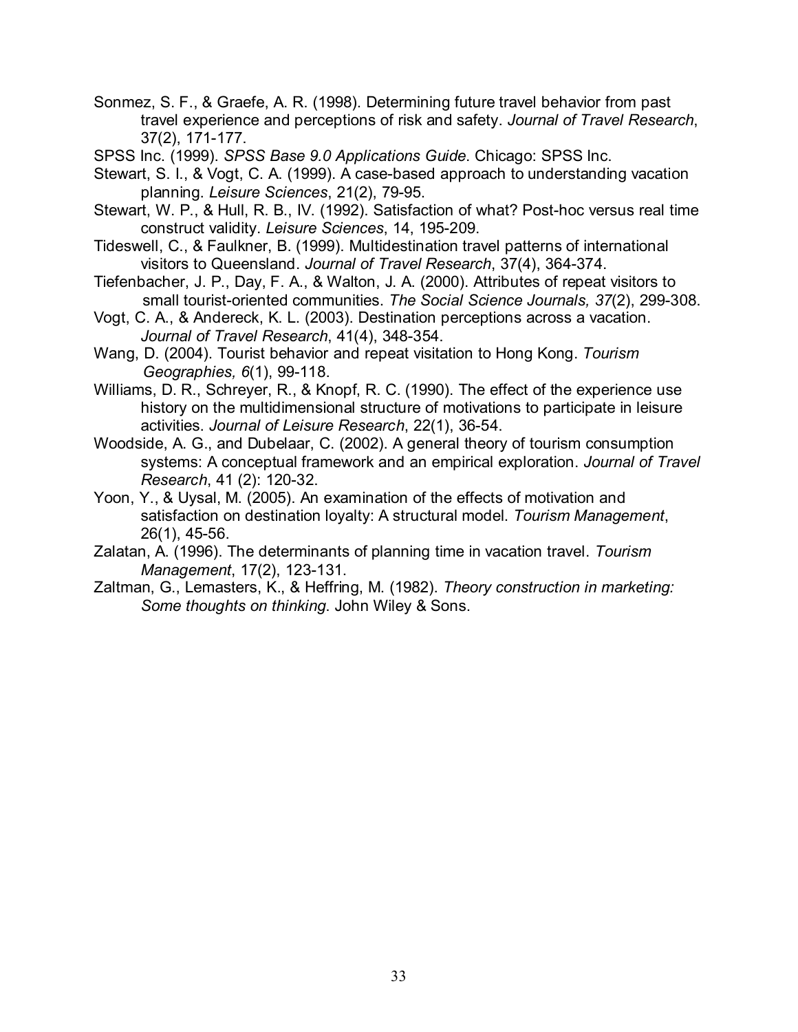Sonmez, S. F., & Graefe, A. R. (1998). Determining future travel behavior from past travel experience and perceptions of risk and safety. *Journal of Travel Research*, 37(2), 171-177.

SPSS Inc. (1999). *SPSS Base 9.0 Applications Guide*. Chicago: SPSS Inc.

Stewart, S. I., & Vogt, C. A. (1999). A case-based approach to understanding vacation planning. *Leisure Sciences*, 21(2), 79-95.

Stewart, W. P., & Hull, R. B., IV. (1992). Satisfaction of what? Post-hoc versus real time construct validity. *Leisure Sciences*, 14, 195-209.

Tideswell, C., & Faulkner, B. (1999). Multidestination travel patterns of international visitors to Queensland. *Journal of Travel Research*, 37(4), 364-374.

Tiefenbacher, J. P., Day, F. A., & Walton, J. A. (2000). Attributes of repeat visitors to small tourist-oriented communities. *The Social Science Journals, 37*(2), 299-308.

Vogt, C. A., & Andereck, K. L. (2003). Destination perceptions across a vacation. *Journal of Travel Research*, 41(4), 348-354.

Wang, D. (2004). Tourist behavior and repeat visitation to Hong Kong. *Tourism Geographies, 6*(1), 99-118.

Williams, D. R., Schreyer, R., & Knopf, R. C. (1990). The effect of the experience use history on the multidimensional structure of motivations to participate in leisure activities. *Journal of Leisure Research*, 22(1), 36-54.

Woodside, A. G., and Dubelaar, C. (2002). A general theory of tourism consumption systems: A conceptual framework and an empirical exploration. *Journal of Travel Research*, 41 (2): 120-32.

Yoon, Y., & Uysal, M. (2005). An examination of the effects of motivation and satisfaction on destination loyalty: A structural model. *Tourism Management*, 26(1), 45-56.

Zalatan, A. (1996). The determinants of planning time in vacation travel. *Tourism Management*, 17(2), 123-131.

Zaltman, G., Lemasters, K., & Heffring, M. (1982). *Theory construction in marketing: Some thoughts on thinking*. John Wiley & Sons.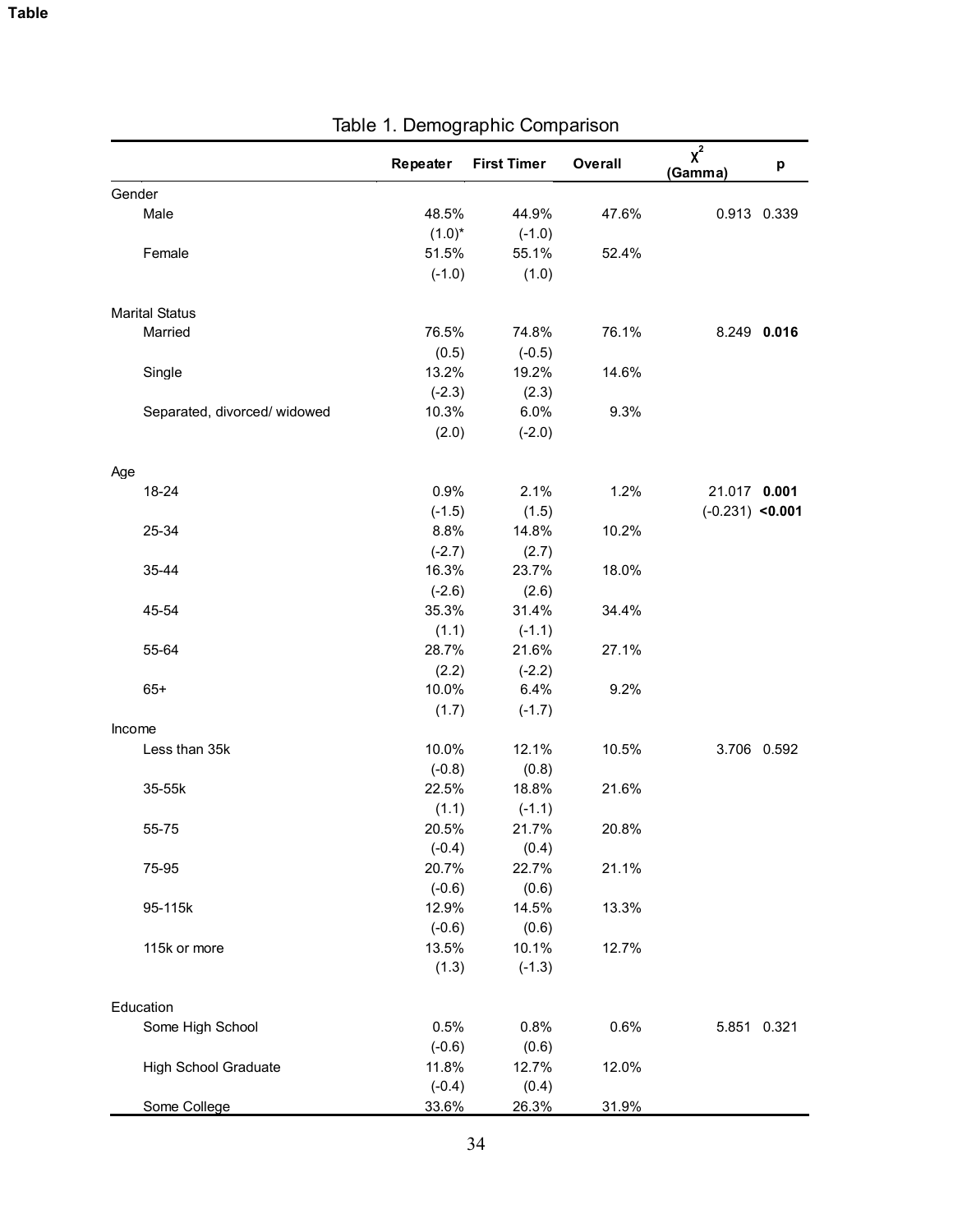**Table**

Table 1. Demographic Comparison

| | Repeater | First Timer | Overall | $\chi^2$ (Gamma) | p |
|---|---|---|---|---|---|
| Gender | | | | | |
| Male | 48.5% | 44.9% | 47.6% | 0.913 | 0.339 |
| | (1.0)* | (-1.0) | | | |
| Female | 51.5% | 55.1% | 52.4% | | |
| | (-1.0) | (1.0) | | | |
| Marital Status | | | | | |
| Married | 76.5% | 74.8% | 76.1% | 8.249 | **0.016** |
| | (0.5) | (-0.5) | | | |
| Single | 13.2% | 19.2% | 14.6% | | |
| | (-2.3) | (2.3) | | | |
| Separated, divorced/ widowed | 10.3% | 6.0% | 9.3% | | |
| | (2.0) | (-2.0) | | | |
| Age | | | | | |
| 18-24 | 0.9% | 2.1% | 1.2% | 21.017 | **0.001** |
| | (-1.5) | (1.5) | | (-0.231) | **<0.001** |
| 25-34 | 8.8% | 14.8% | 10.2% | | |
| | (-2.7) | (2.7) | | | |
| 35-44 | 16.3% | 23.7% | 18.0% | | |
| | (-2.6) | (2.6) | | | |
| 45-54 | 35.3% | 31.4% | 34.4% | | |
| | (1.1) | (-1.1) | | | |
| 55-64 | 28.7% | 21.6% | 27.1% | | |
| | (2.2) | (-2.2) | | | |
| 65+ | 10.0% | 6.4% | 9.2% | | |
| | (1.7) | (-1.7) | | | |
| Income | | | | | |
| Less than 35k | 10.0% | 12.1% | 10.5% | 3.706 | 0.592 |
| | (-0.8) | (0.8) | | | |
| 35-55k | 22.5% | 18.8% | 21.6% | | |
| | (1.1) | (-1.1) | | | |
| 55-75 | 20.5% | 21.7% | 20.8% | | |
| | (-0.4) | (0.4) | | | |
| 75-95 | 20.7% | 22.7% | 21.1% | | |
| | (-0.6) | (0.6) | | | |
| 95-115k | 12.9% | 14.5% | 13.3% | | |
| | (-0.6) | (0.6) | | | |
| 115k or more | 13.5% | 10.1% | 12.7% | | |
| | (1.3) | (-1.3) | | | |
| Education | | | | | |
| Some High School | 0.5% | 0.8% | 0.6% | 5.851 | 0.321 |
| | (-0.6) | (0.6) | | | |
| High School Graduate | 11.8% | 12.7% | 12.0% | | |
| | (-0.4) | (0.4) | | | |
| Some College | 33.6% | 26.3% | 31.9% | | |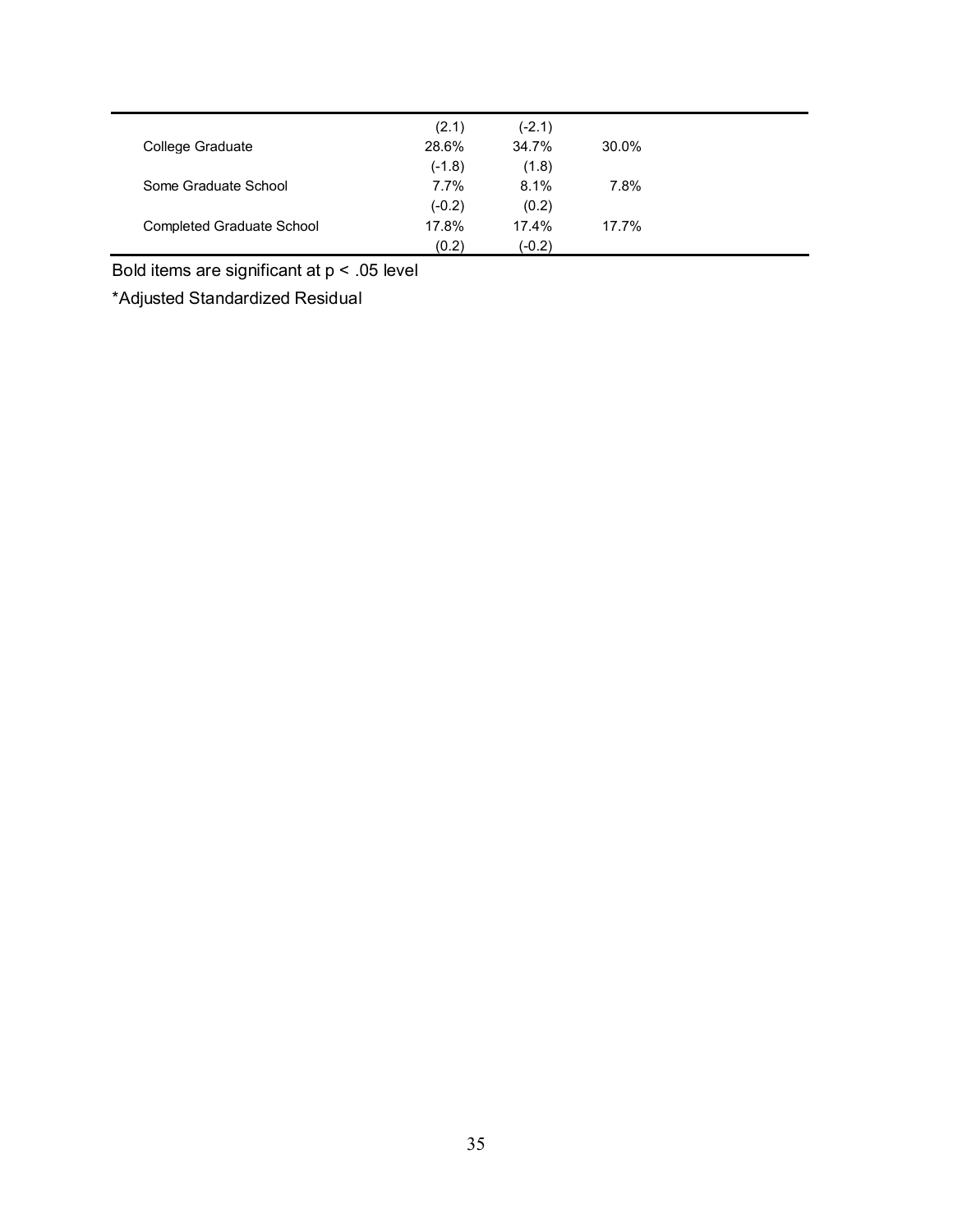| | | | |
|---|---|---|---|
| | (2.1) | (-2.1) | |
| College Graduate | 28.6% | 34.7% | 30.0% |
| | (-1.8) | (1.8) | |
| Some Graduate School | 7.7% | 8.1% | 7.8% |
| | (-0.2) | (0.2) | |
| Completed Graduate School | 17.8% | 17.4% | 17.7% |
| | (0.2) | (-0.2) | |

Bold items are significant at $p < .05$ level

*Adjusted Standardized Residual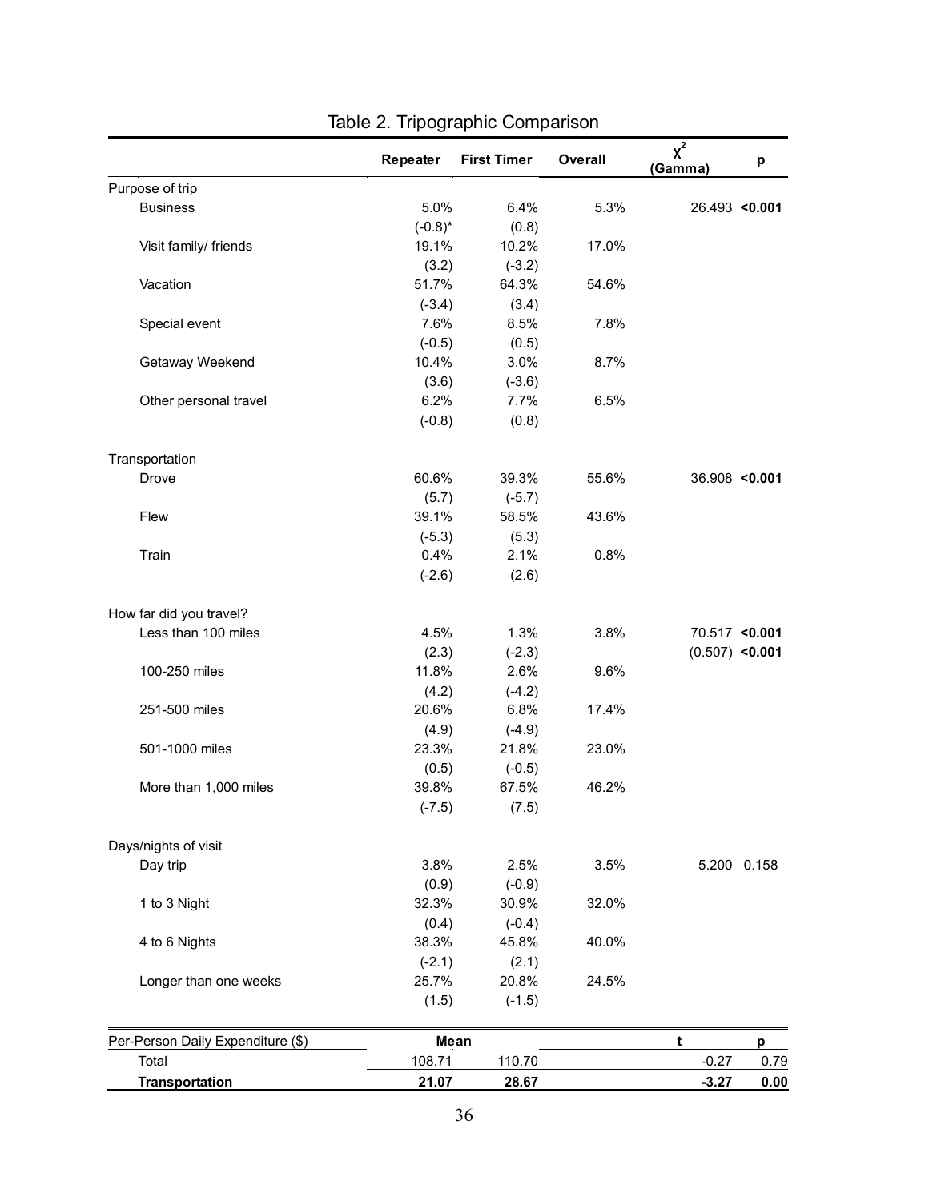## Table 2. Tripographic Comparison

| | Repeater | First Timer | Overall | $\chi^2$ (Gamma) | p |
|---|---|---|---|---|---|
| Purpose of trip | | | | | |
| Business | 5.0% | 6.4% | 5.3% | 26.493 | **<0.001** |
| | (-0.8)* | (0.8) | | | |
| Visit family/ friends | 19.1% | 10.2% | 17.0% | | |
| | (3.2) | (-3.2) | | | |
| Vacation | 51.7% | 64.3% | 54.6% | | |
| | (-3.4) | (3.4) | | | |
| Special event | 7.6% | 8.5% | 7.8% | | |
| | (-0.5) | (0.5) | | | |
| Getaway Weekend | 10.4% | 3.0% | 8.7% | | |
| | (3.6) | (-3.6) | | | |
| Other personal travel | 6.2% | 7.7% | 6.5% | | |
| | (-0.8) | (0.8) | | | |
| Transportation | | | | | |
| Drove | 60.6% | 39.3% | 55.6% | 36.908 | **<0.001** |
| | (5.7) | (-5.7) | | | |
| Flew | 39.1% | 58.5% | 43.6% | | |
| | (-5.3) | (5.3) | | | |
| Train | 0.4% | 2.1% | 0.8% | | |
| | (-2.6) | (2.6) | | | |
| How far did you travel? | | | | | |
| Less than 100 miles | 4.5% | 1.3% | 3.8% | 70.517 | **<0.001** |
| | (2.3) | (-2.3) | | (0.507) | **<0.001** |
| 100-250 miles | 11.8% | 2.6% | 9.6% | | |
| | (4.2) | (-4.2) | | | |
| 251-500 miles | 20.6% | 6.8% | 17.4% | | |
| | (4.9) | (-4.9) | | | |
| 501-1000 miles | 23.3% | 21.8% | 23.0% | | |
| | (0.5) | (-0.5) | | | |
| More than 1,000 miles | 39.8% | 67.5% | 46.2% | | |
| | (-7.5) | (7.5) | | | |
| Days/nights of visit | | | | | |
| Day trip | 3.8% | 2.5% | 3.5% | 5.200 | 0.158 |
| | (0.9) | (-0.9) | | | |
| 1 to 3 Night | 32.3% | 30.9% | 32.0% | | |
| | (0.4) | (-0.4) | | | |
| 4 to 6 Nights | 38.3% | 45.8% | 40.0% | | |
| | (-2.1) | (2.1) | | | |
| Longer than one weeks | 25.7% | 20.8% | 24.5% | | |
| | (1.5) | (-1.5) | | | |

| Per-Person Daily Expenditure ($) | Mean | | | t | p |
|---|---|---|---|---|---|
| Total | 108.71 | 110.70 | | -0.27 | 0.79 |
| **Transportation** | **21.07** | **28.67** | | **-3.27** | **0.00** |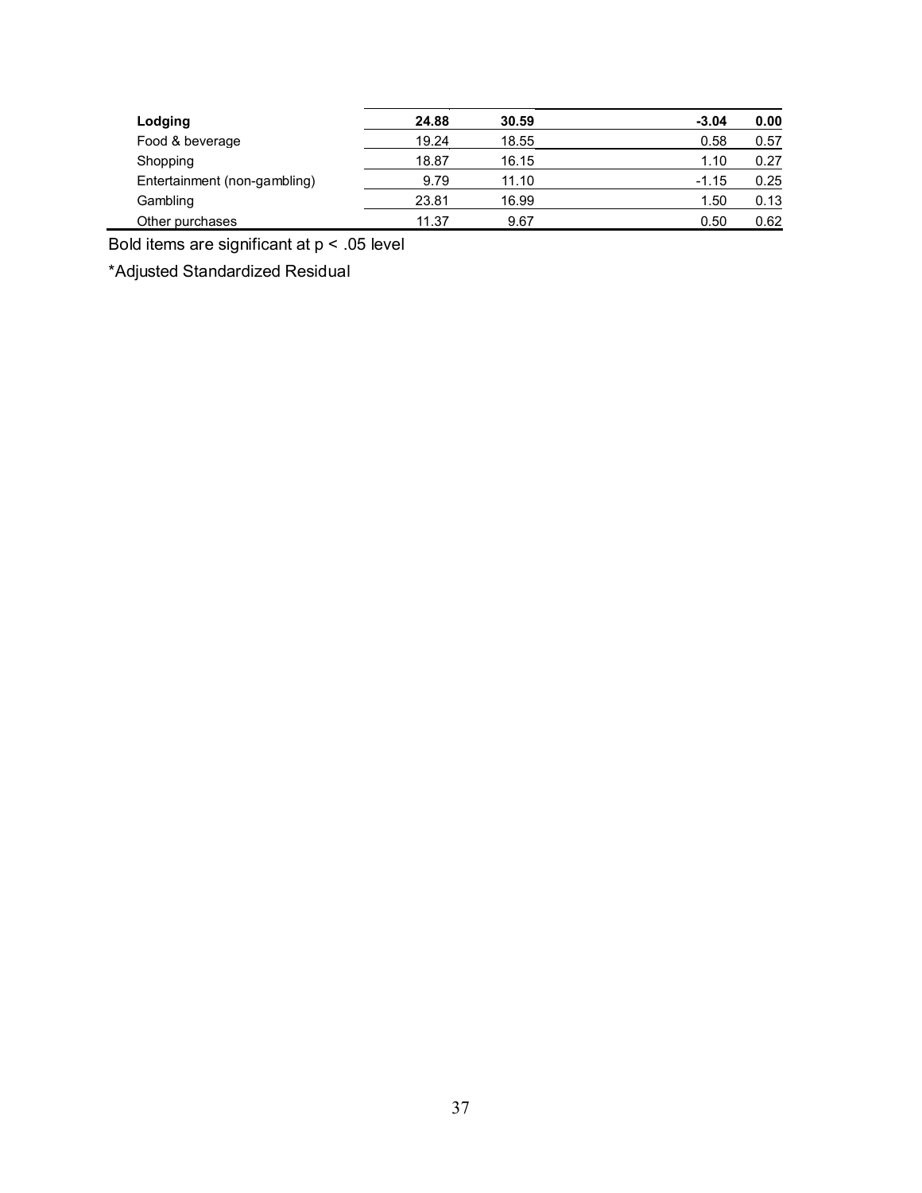| | | | | |
|---|---|---|---|---|
| **Lodging** | **24.88** | **30.59** | **-3.04** | **0.00** |
| Food & beverage | 19.24 | 18.55 | 0.58 | 0.57 |
| Shopping | 18.87 | 16.15 | 1.10 | 0.27 |
| Entertainment (non-gambling) | 9.79 | 11.10 | -1.15 | 0.25 |
| Gambling | 23.81 | 16.99 | 1.50 | 0.13 |
| Other purchases | 11.37 | 9.67 | 0.50 | 0.62 |

Bold items are significant at $p < .05$ level

*Adjusted Standardized Residual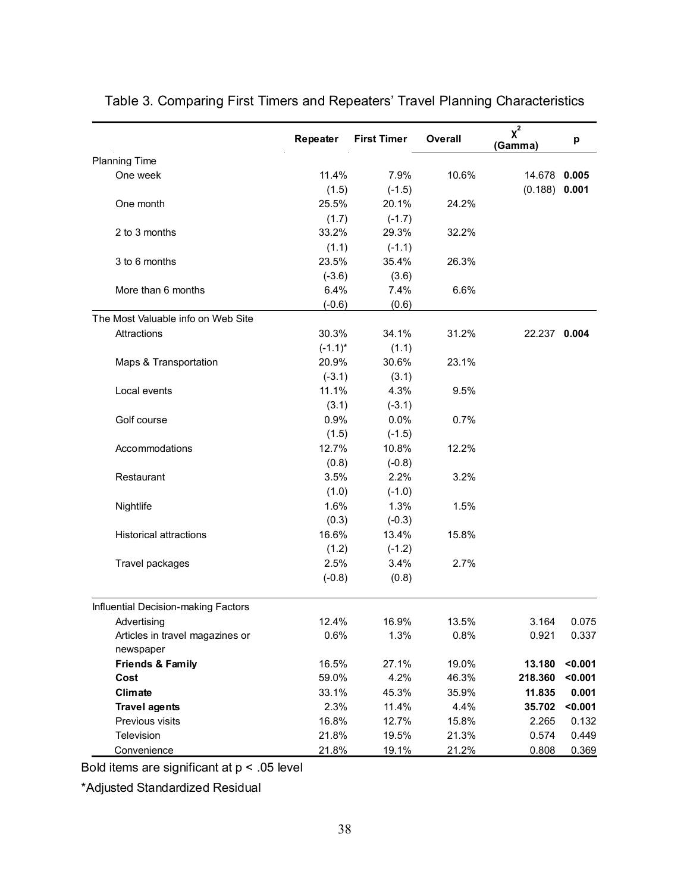Table 3. Comparing First Timers and Repeaters' Travel Planning Characteristics

| | Repeater | First Timer | Overall | $\chi^2$ (Gamma) | p |
|---|---|---|---|---|---|
| Planning Time | | | | | |
| One week | 11.4% | 7.9% | 10.6% | 14.678 | **0.005** |
| | (1.5) | (-1.5) | | (0.188) | **0.001** |
| One month | 25.5% | 20.1% | 24.2% | | |
| | (1.7) | (-1.7) | | | |
| 2 to 3 months | 33.2% | 29.3% | 32.2% | | |
| | (1.1) | (-1.1) | | | |
| 3 to 6 months | 23.5% | 35.4% | 26.3% | | |
| | (-3.6) | (3.6) | | | |
| More than 6 months | 6.4% | 7.4% | 6.6% | | |
| | (-0.6) | (0.6) | | | |
| The Most Valuable info on Web Site | | | | | |
| Attractions | 30.3% | 34.1% | 31.2% | 22.237 | **0.004** |
| | (-1.1)* | (1.1) | | | |
| Maps & Transportation | 20.9% | 30.6% | 23.1% | | |
| | (-3.1) | (3.1) | | | |
| Local events | 11.1% | 4.3% | 9.5% | | |
| | (3.1) | (-3.1) | | | |
| Golf course | 0.9% | 0.0% | 0.7% | | |
| | (1.5) | (-1.5) | | | |
| Accommodations | 12.7% | 10.8% | 12.2% | | |
| | (0.8) | (-0.8) | | | |
| Restaurant | 3.5% | 2.2% | 3.2% | | |
| | (1.0) | (-1.0) | | | |
| Nightlife | 1.6% | 1.3% | 1.5% | | |
| | (0.3) | (-0.3) | | | |
| Historical attractions | 16.6% | 13.4% | 15.8% | | |
| | (1.2) | (-1.2) | | | |
| Travel packages | 2.5% | 3.4% | 2.7% | | |
| | (-0.8) | (0.8) | | | |
| Influential Decision-making Factors | | | | | |
| Advertising | 12.4% | 16.9% | 13.5% | 3.164 | 0.075 |
| Articles in travel magazines or newspaper | 0.6% | 1.3% | 0.8% | 0.921 | 0.337 |
| **Friends & Family** | 16.5% | 27.1% | 19.0% | **13.180** | **<0.001** |
| **Cost** | 59.0% | 4.2% | 46.3% | **218.360** | **<0.001** |
| **Climate** | 33.1% | 45.3% | 35.9% | **11.835** | **0.001** |
| **Travel agents** | 2.3% | 11.4% | 4.4% | **35.702** | **<0.001** |
| Previous visits | 16.8% | 12.7% | 15.8% | 2.265 | 0.132 |
| Television | 21.8% | 19.5% | 21.3% | 0.574 | 0.449 |
| Convenience | 21.8% | 19.1% | 21.2% | 0.808 | 0.369 |

Bold items are significant at $p < .05$ level

*Adjusted Standardized Residual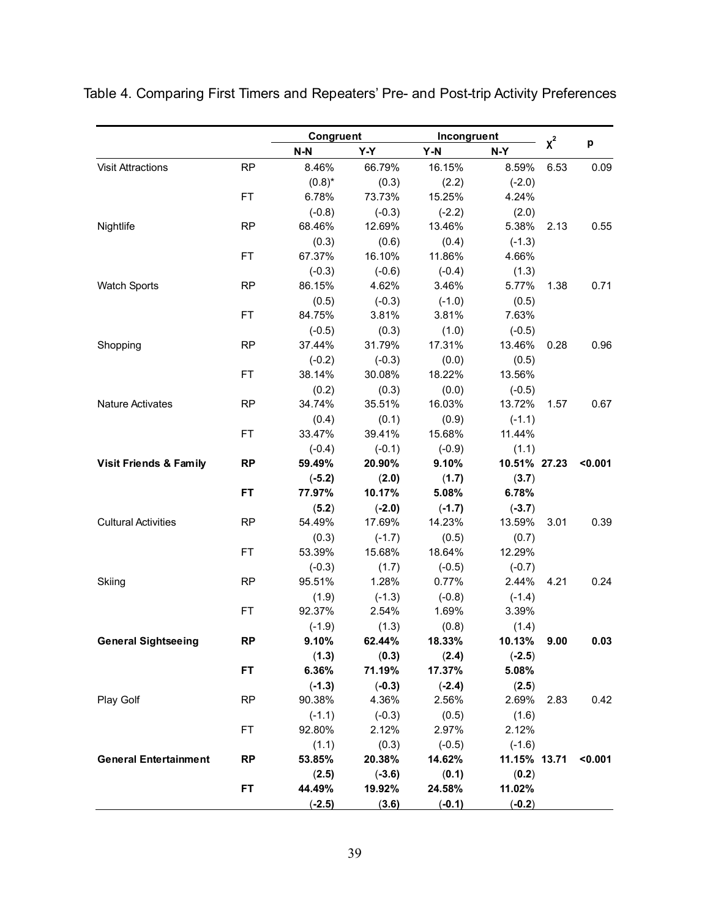Table 4. Comparing First Timers and Repeaters' Pre- and Post-trip Activity Preferences

| | | Congruent | | Incongruent | | $\chi^2$ | p |
|---|---|---|---|---|---|---|---|
| | | N-N | Y-Y | Y-N | N-Y | | |
| Visit Attractions | RP | 8.46% | 66.79% | 16.15% | 8.59% | 6.53 | 0.09 |
| | | (0.8)* | (0.3) | (2.2) | (-2.0) | | |
| | FT | 6.78% | 73.73% | 15.25% | 4.24% | | |
| | | (-0.8) | (-0.3) | (-2.2) | (2.0) | | |
| Nightlife | RP | 68.46% | 12.69% | 13.46% | 5.38% | 2.13 | 0.55 |
| | | (0.3) | (0.6) | (0.4) | (-1.3) | | |
| | FT | 67.37% | 16.10% | 11.86% | 4.66% | | |
| | | (-0.3) | (-0.6) | (-0.4) | (1.3) | | |
| Watch Sports | RP | 86.15% | 4.62% | 3.46% | 5.77% | 1.38 | 0.71 |
| | | (0.5) | (-0.3) | (-1.0) | (0.5) | | |
| | FT | 84.75% | 3.81% | 3.81% | 7.63% | | |
| | | (-0.5) | (0.3) | (1.0) | (-0.5) | | |
| Shopping | RP | 37.44% | 31.79% | 17.31% | 13.46% | 0.28 | 0.96 |
| | | (-0.2) | (-0.3) | (0.0) | (0.5) | | |
| | FT | 38.14% | 30.08% | 18.22% | 13.56% | | |
| | | (0.2) | (0.3) | (0.0) | (-0.5) | | |
| Nature Activates | RP | 34.74% | 35.51% | 16.03% | 13.72% | 1.57 | 0.67 |
| | | (0.4) | (0.1) | (0.9) | (-1.1) | | |
| | FT | 33.47% | 39.41% | 15.68% | 11.44% | | |
| | | (-0.4) | (-0.1) | (-0.9) | (1.1) | | |
| **Visit Friends & Family** | **RP** | **59.49%** | **20.90%** | **9.10%** | **10.51%** | **27.23** | **<0.001** |
| | | (**-5.2**) | (**2.0**) | (**1.7**) | (**3.7**) | | |
| | **FT** | **77.97%** | **10.17%** | **5.08%** | **6.78%** | | |
| | | (**5.2**) | (**-2.0**) | (**-1.7**) | (**-3.7**) | | |
| Cultural Activities | RP | 54.49% | 17.69% | 14.23% | 13.59% | 3.01 | 0.39 |
| | | (0.3) | (-1.7) | (0.5) | (0.7) | | |
| | FT | 53.39% | 15.68% | 18.64% | 12.29% | | |
| | | (-0.3) | (1.7) | (-0.5) | (-0.7) | | |
| Skiing | RP | 95.51% | 1.28% | 0.77% | 2.44% | 4.21 | 0.24 |
| | | (1.9) | (-1.3) | (-0.8) | (-1.4) | | |
| | FT | 92.37% | 2.54% | 1.69% | 3.39% | | |
| | | (-1.9) | (1.3) | (0.8) | (1.4) | | |
| **General Sightseeing** | **RP** | **9.10%** | **62.44%** | **18.33%** | **10.13%** | **9.00** | **0.03** |
| | | (**1.3**) | (**0.3**) | (**2.4**) | (**-2.5**) | | |
| | **FT** | **6.36%** | **71.19%** | **17.37%** | **5.08%** | | |
| | | (**-1.3**) | (**-0.3**) | (**-2.4**) | (**2.5**) | | |
| Play Golf | RP | 90.38% | 4.36% | 2.56% | 2.69% | 2.83 | 0.42 |
| | | (-1.1) | (-0.3) | (0.5) | (1.6) | | |
| | FT | 92.80% | 2.12% | 2.97% | 2.12% | | |
| | | (1.1) | (0.3) | (-0.5) | (-1.6) | | |
| **General Entertainment** | **RP** | **53.85%** | **20.38%** | **14.62%** | **11.15%** | **13.71** | **<0.001** |
| | | (**2.5**) | (**-3.6**) | (**0.1**) | (**0.2**) | | |
| | **FT** | **44.49%** | **19.92%** | **24.58%** | **11.02%** | | |
| | | (**-2.5**) | (**3.6**) | (**-0.1**) | (**-0.2**) | | |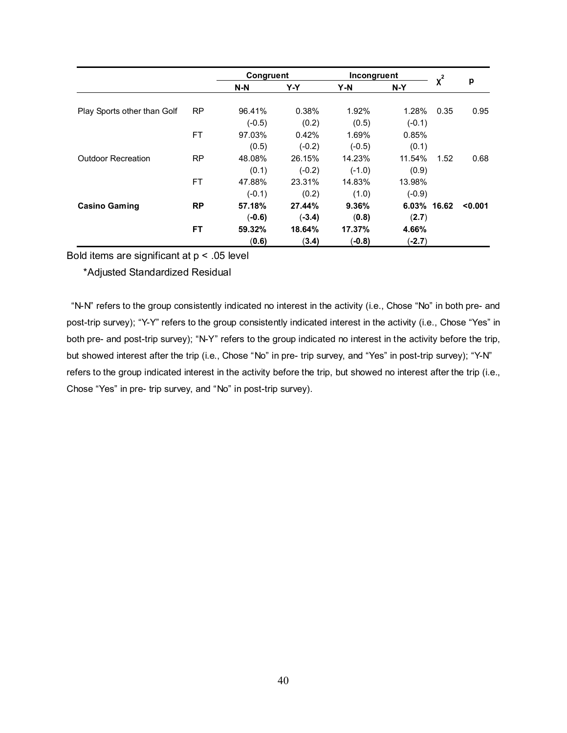| | | Congruent | | Incongruent | | $\chi^2$ | p |
|---|---|---|---|---|---|---|---|
| | | N-N | Y-Y | Y-N | N-Y | | |
| Play Sports other than Golf | RP | 96.41% | 0.38% | 1.92% | 1.28% | 0.35 | 0.95 |
| | | (-0.5) | (0.2) | (0.5) | (-0.1) | | |
| | FT | 97.03% | 0.42% | 1.69% | 0.85% | | |
| | | (0.5) | (-0.2) | (-0.5) | (0.1) | | |
| Outdoor Recreation | RP | 48.08% | 26.15% | 14.23% | 11.54% | 1.52 | 0.68 |
| | | (0.1) | (-0.2) | (-1.0) | (0.9) | | |
| | FT | 47.88% | 23.31% | 14.83% | 13.98% | | |
| | | (-0.1) | (0.2) | (1.0) | (-0.9) | | |
| **Casino Gaming** | **RP** | **57.18%** | **27.44%** | **9.36%** | **6.03%** | **16.62** | **<0.001** |
| | | **(-0.6)** | **(-3.4)** | **(0.8)** | **(2.7)** | | |
| | **FT** | **59.32%** | **18.64%** | **17.37%** | **4.66%** | | |
| | | **(0.6)** | **(3.4)** | **(-0.8)** | **(-2.7)** | | |

Bold items are significant at p < .05 level

*Adjusted Standardized Residual

"N-N" refers to the group consistently indicated no interest in the activity (i.e., Chose "No" in both pre- and post-trip survey); "Y-Y" refers to the group consistently indicated interest in the activity (i.e., Chose "Yes" in both pre- and post-trip survey); "N-Y" refers to the group indicated no interest in the activity before the trip, but showed interest after the trip (i.e., Chose "No" in pre- trip survey, and "Yes" in post-trip survey); "Y-N" refers to the group indicated interest in the activity before the trip, but showed no interest after the trip (i.e., Chose "Yes" in pre- trip survey, and "No" in post-trip survey).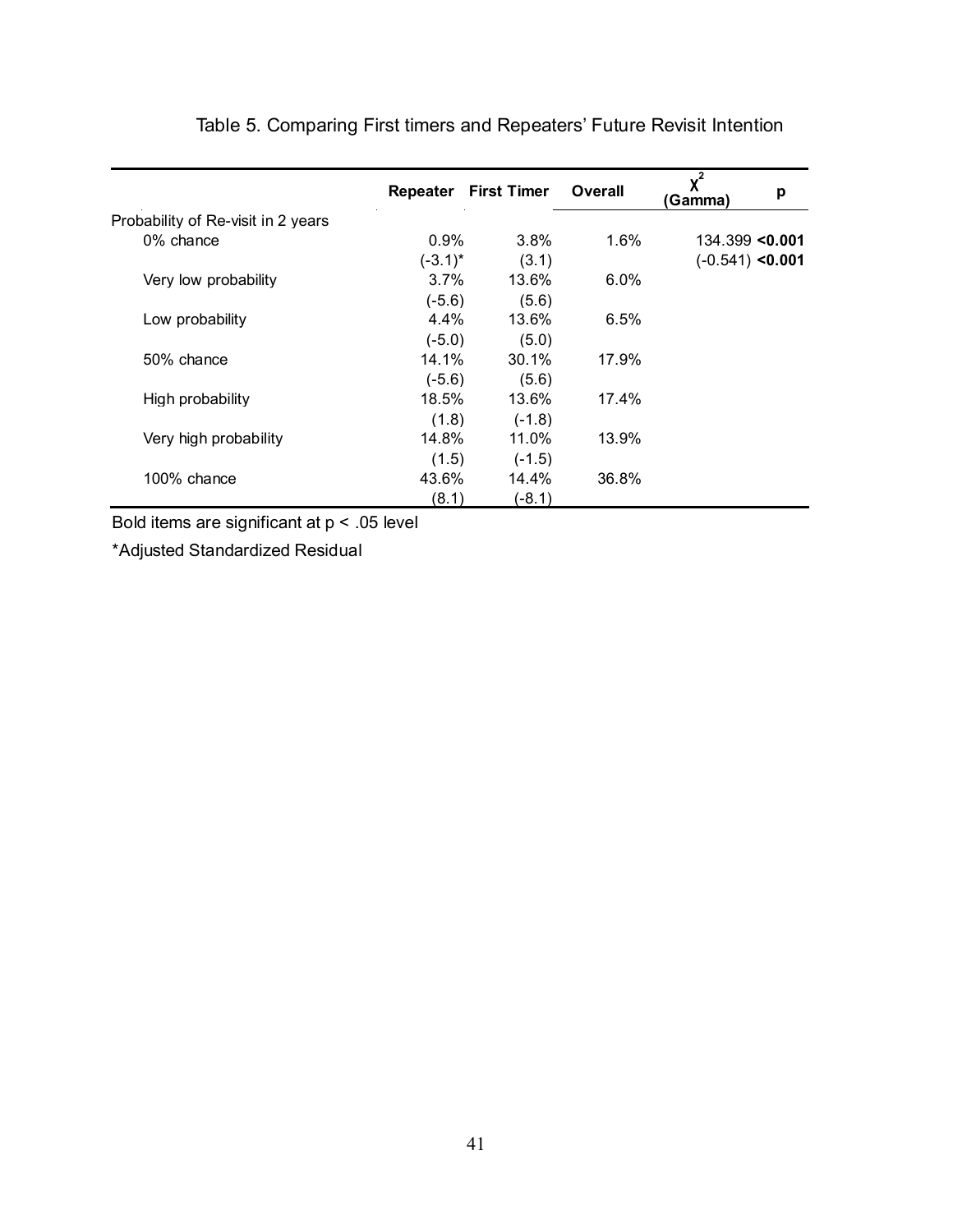Table 5. Comparing First timers and Repeaters' Future Revisit Intention

| | Repeater | First Timer | Overall | $\chi^2$ (Gamma) | p |
|---|---|---|---|---|---|
| Probability of Re-visit in 2 years | | | | | |
| 0% chance | 0.9% | 3.8% | 1.6% | 134.399 | **<0.001** |
| | (-3.1)* | (3.1) | | (-0.541) | **<0.001** |
| Very low probability | 3.7% | 13.6% | 6.0% | | |
| | (-5.6) | (5.6) | | | |
| Low probability | 4.4% | 13.6% | 6.5% | | |
| | (-5.0) | (5.0) | | | |
| 50% chance | 14.1% | 30.1% | 17.9% | | |
| | (-5.6) | (5.6) | | | |
| High probability | 18.5% | 13.6% | 17.4% | | |
| | (1.8) | (-1.8) | | | |
| Very high probability | 14.8% | 11.0% | 13.9% | | |
| | (1.5) | (-1.5) | | | |
| 100% chance | 43.6% | 14.4% | 36.8% | | |
| | (8.1) | (-8.1) | | | |

Bold items are significant at $p < .05$ level

*Adjusted Standardized Residual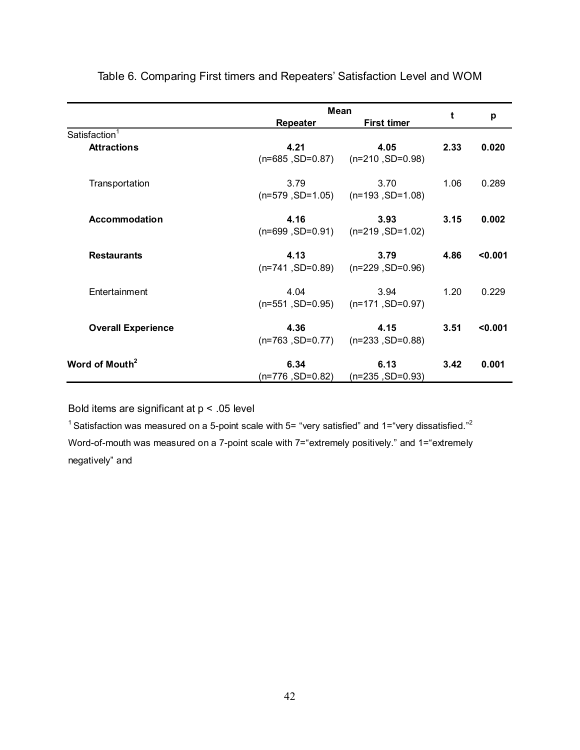Table 6. Comparing First timers and Repeaters' Satisfaction Level and WOM

| | Mean | | t | p |
|---|---|---|---|---|
| | Repeater | First timer | | |
| Satisfaction[1] | | | | |
| **Attractions** | **4.21** (n=685 ,SD=0.87) | **4.05** (n=210 ,SD=0.98) | **2.33** | **0.020** |
| Transportation | 3.79 (n=579 ,SD=1.05) | 3.70 (n=193 ,SD=1.08) | 1.06 | 0.289 |
| **Accommodation** | **4.16** (n=699 ,SD=0.91) | **3.93** (n=219 ,SD=1.02) | **3.15** | **0.002** |
| **Restaurants** | **4.13** (n=741 ,SD=0.89) | **3.79** (n=229 ,SD=0.96) | **4.86** | **<0.001** |
| Entertainment | 4.04 (n=551 ,SD=0.95) | 3.94 (n=171 ,SD=0.97) | 1.20 | 0.229 |
| **Overall Experience** | **4.36** (n=763 ,SD=0.77) | **4.15** (n=233 ,SD=0.88) | **3.51** | **<0.001** |
| **Word of Mouth[2]** | **6.34** (n=776 ,SD=0.82) | **6.13** (n=235 ,SD=0.93) | **3.42** | **0.001** |

Bold items are significant at $p < .05$ level

[1] Satisfaction was measured on a 5-point scale with 5= "very satisfied" and 1="very dissatisfied."[2] Word-of-mouth was measured on a 7-point scale with 7="extremely positively." and 1="extremely negatively" and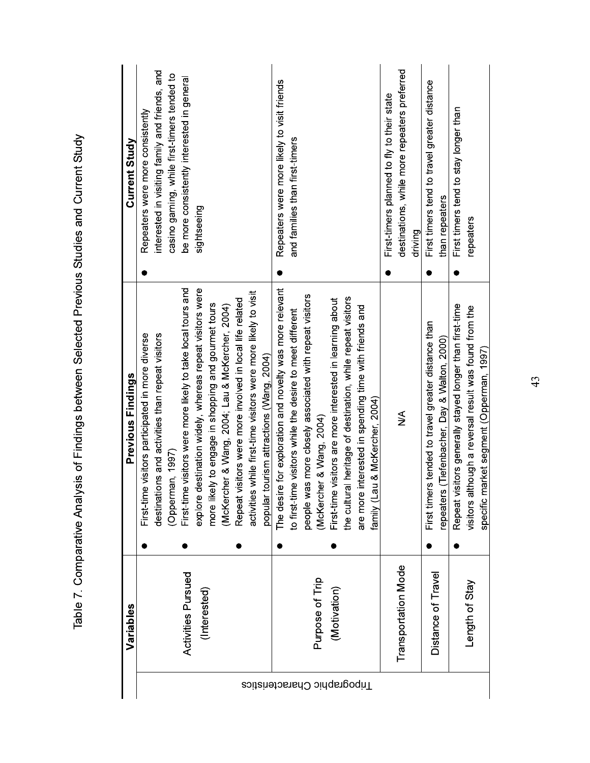Table 7. Comparative Analysis of Findings between Selected Previous Studies and Current Study

| | Variables | Previous Findings | Current Study |
|---|---|---|---|
| Tripographic Characteristics | Activities Pursued (Interested) | • First-time visitors participated in more diverse destinations and activities than repeat visitors (Opperman, 1997)<br>• First-time visitors were more likely to take local tours and explore destination widely, whereas repeat visitors were more likely to engage in shopping and gourmet tours (McKercher & Wang, 2004; Lau & McKercher, 2004)<br>• Repeat visitors were more involved in local life related activities while first-time visitors were more likely to visit popular tourism attractions (Wang, 2004) | • Repeaters were more consistently interested in visiting family and friends, and casino gaming, while first-timers tended to be more consistently interested in general sightseeing |
| | Purpose of Trip (Motivation) | • The desire for exploration and novelty was more relevant to first-time visitors while the desire to meet different people was more closely associated with repeat visitors (McKercher & Wang, 2004)<br>• First-time visitors are more interested in learning about the cultural heritage of destination, while repeat visitors are more interested in spending time with friends and family (Lau & McKercher, 2004) | • Repeaters were more likely to visit friends and families than first-timers |
| | Transportation Mode | N/A | • First-timers planned to fly to their state destinations, while more repeaters preferred driving |
| | Distance of Travel | • First timers tended to travel greater distance than repeaters (Tiefenbacher, Day & Walton, 2000) | • First timers tend to travel greater distance than repeaters |
| | Length of Stay | • Repeat visitors generally stayed longer than first-time visitors although a reversal result was found from the specific market segment (Opperman, 1997) | • First timers tend to stay longer than repeaters |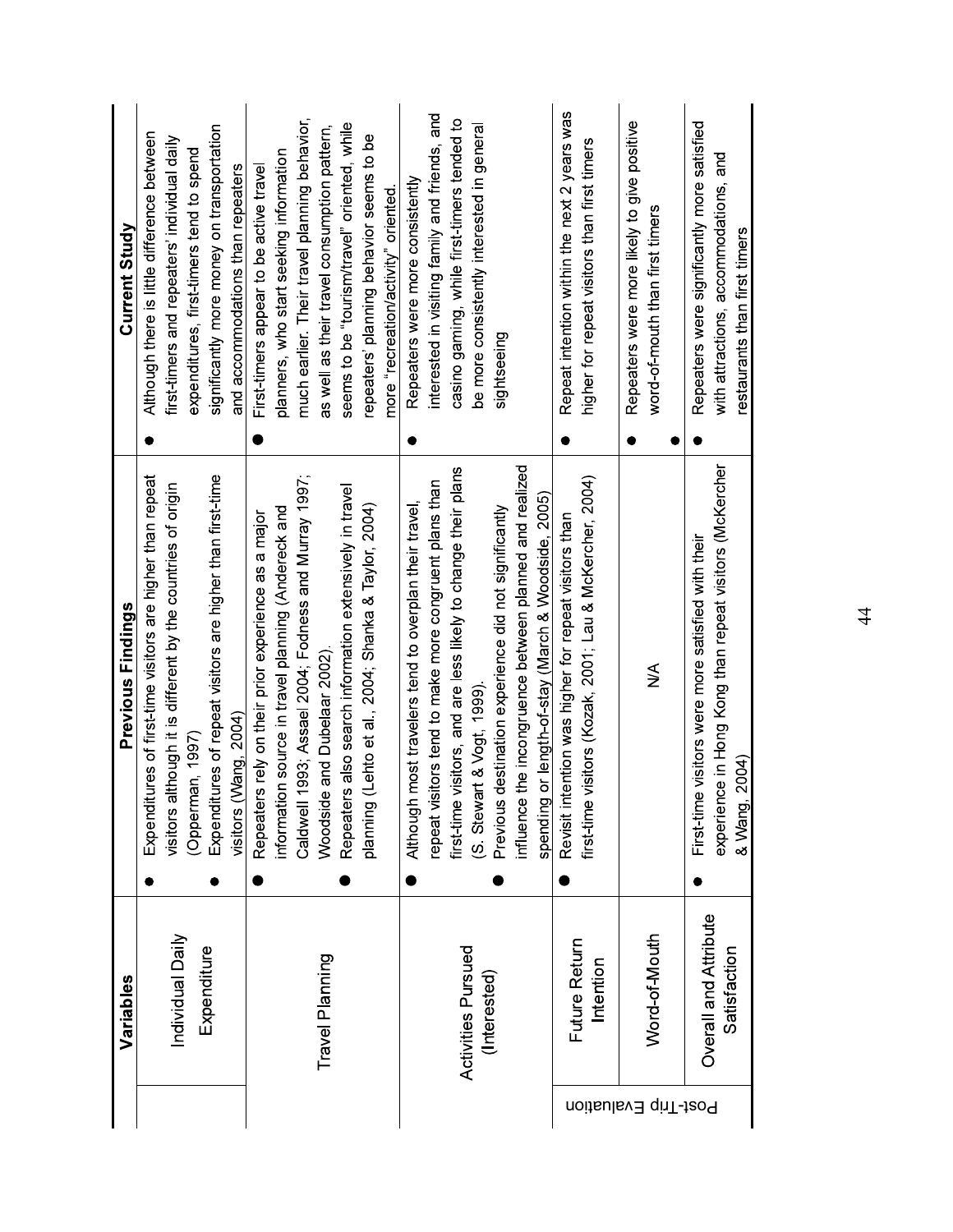| | Variables | Previous Findings | Current Study |
|---|---|---|---|
| | Individual Daily Expenditure | ● Expenditures of first-time visitors are higher than repeat visitors although it is different by the countries of origin (Opperman, 1997)<br>● Expenditures of repeat visitors are higher than first-time visitors (Wang, 2004) | ● Although there is little difference between first-timers and repeaters' individual daily expenditures, first-timers tend to spend significantly more money on transportation and accommodations than repeaters |
| | Travel Planning | ● Repeaters rely on their prior experience as a major information source in travel planning (Andereck and Caldwell 1993; Assael 2004; Fodness and Murray 1997; Woodside and Dubelaar 2002).<br>● Repeaters also search information extensively in travel planning (Lehto et al., 2004; Shanka & Taylor, 2004) | ● First-timers appear to be active travel planners, who start seeking information much earlier. Their travel planning behavior, as well as their travel consumption pattern, seems to be "tourism/travel" oriented, while repeaters' planning behavior seems to be more "recreation/activity" oriented. |
| | Activities Pursued (Interested) | ● Although most travelers tend to overplan their travel, repeat visitors tend to make more congruent plans than first-time visitors, and are less likely to change their plans (S. Stewart & Vogt, 1999).<br>● Previous destination experience did not significantly influence the incongruence between planned and realized spending or length-of-stay (March & Woodside, 2005) | ● Repeaters were more consistently interested in visiting family and friends, and casino gaming, while first-timers tended to be more consistently interested in general sightseeing |
| Post-Trip Evaluation | Future Return Intention | ● Revisit intention was higher for repeat visitors than first-time visitors (Kozak, 2001; Lau & McKercher, 2004) | ● Repeat intention within the next 2 years was higher for repeat visitors than first timers |
| | Word-of-Mouth | N/A | ● Repeaters were more likely to give positive word-of-mouth than first timers<br>● |
| | Overall and Attribute Satisfaction | ● First-time visitors were more satisfied with their experience in Hong Kong than repeat visitors (McKercher & Wang, 2004) | ● Repeaters were significantly more satisfied with attractions, accommodations, and restaurants than first timers |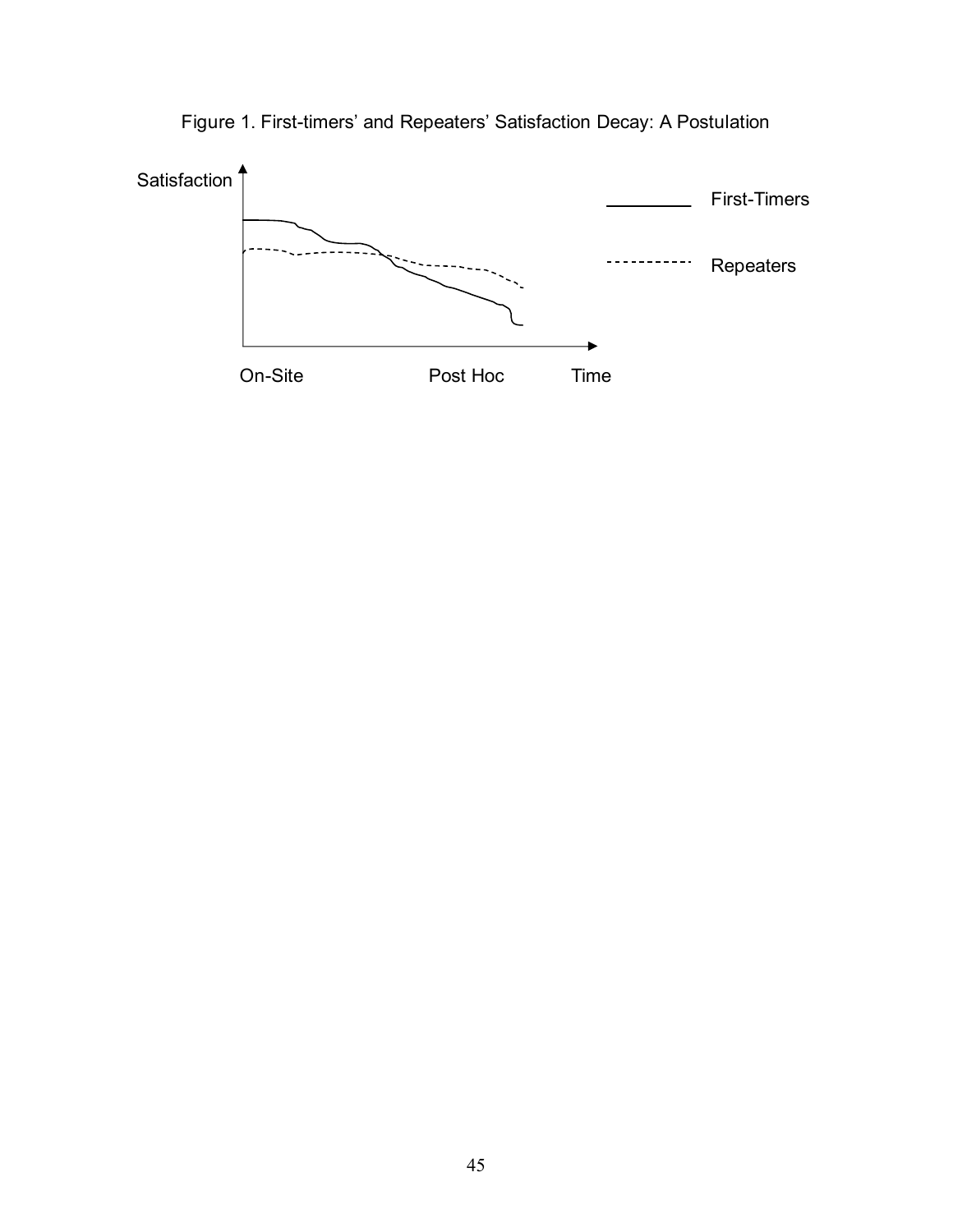Figure 1. First-timers' and Repeaters' Satisfaction Decay: A Postulation

Satisfaction

First-Timers

Repeaters

On-Site

Post Hoc

Time